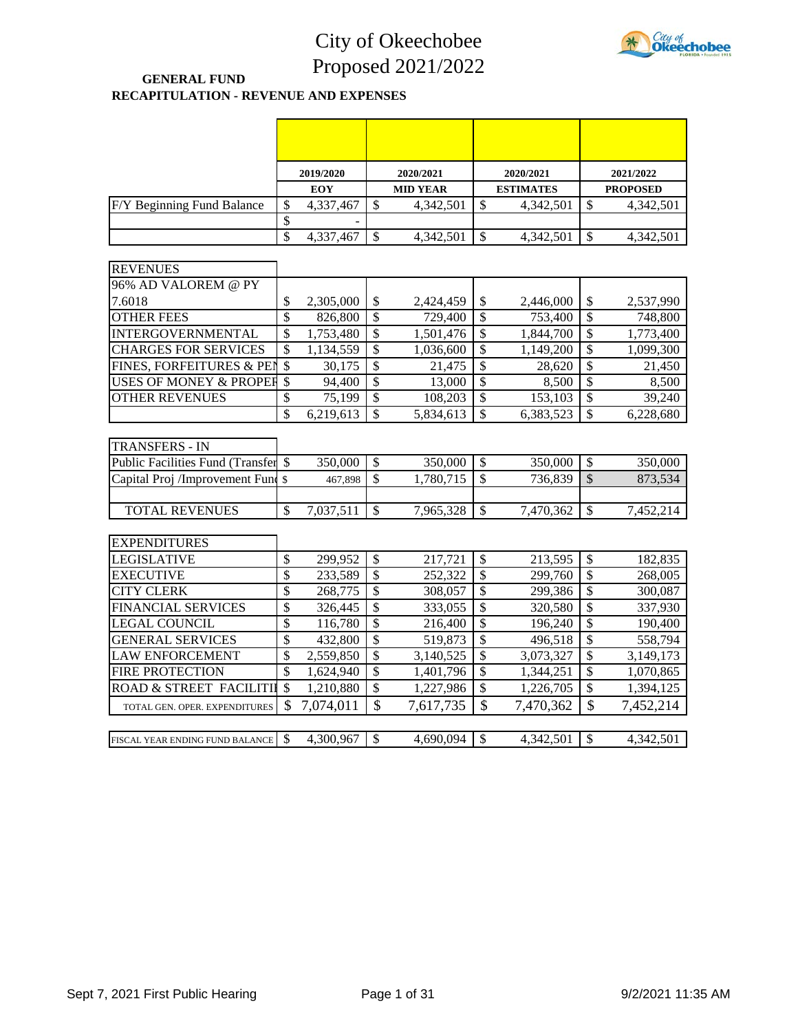# City of Okeechobee
## Proposed 2021/2022

**GENERAL FUND**
**RECAPITULATION - REVENUE AND EXPENSES**

| | 2019/2020 EOY | 2020/2021 MID YEAR | 2020/2021 ESTIMATES | 2021/2022 PROPOSED |
|---|---|---|---|---|
| F/Y Beginning Fund Balance | $ 4,337,467 | $ 4,342,501 | $ 4,342,501 | $ 4,342,501 |
| | $ - | | | |
| | $ 4,337,467 | $ 4,342,501 | $ 4,342,501 | $ 4,342,501 |
| **REVENUES** | | | | |
| 96% AD VALOREM @ PY 7.6018 | $ 2,305,000 | $ 2,424,459 | $ 2,446,000 | $ 2,537,990 |
| OTHER FEES | $ 826,800 | $ 729,400 | $ 753,400 | $ 748,800 |
| INTERGOVERNMENTAL | $ 1,753,480 | $ 1,501,476 | $ 1,844,700 | $ 1,773,400 |
| CHARGES FOR SERVICES | $ 1,134,559 | $ 1,036,600 | $ 1,149,200 | $ 1,099,300 |
| FINES, FORFEITURES & PEN | $ 30,175 | $ 21,475 | $ 28,620 | $ 21,450 |
| USES OF MONEY & PROPER | $ 94,400 | $ 13,000 | $ 8,500 | $ 8,500 |
| OTHER REVENUES | $ 75,199 | $ 108,203 | $ 153,103 | $ 39,240 |
| | $ 6,219,613 | $ 5,834,613 | $ 6,383,523 | $ 6,228,680 |
| **TRANSFERS - IN** | | | | |
| Public Facilities Fund (Transfer | $ 350,000 | $ 350,000 | $ 350,000 | $ 350,000 |
| Capital Proj /Improvement Fund | $ 467,898 | $ 1,780,715 | $ 736,839 | $ 873,534 |
| | | | | |
| TOTAL REVENUES | $ 7,037,511 | $ 7,965,328 | $ 7,470,362 | $ 7,452,214 |
| **EXPENDITURES** | | | | |
| LEGISLATIVE | $ 299,952 | $ 217,721 | $ 213,595 | $ 182,835 |
| EXECUTIVE | $ 233,589 | $ 252,322 | $ 299,760 | $ 268,005 |
| CITY CLERK | $ 268,775 | $ 308,057 | $ 299,386 | $ 300,087 |
| FINANCIAL SERVICES | $ 326,445 | $ 333,055 | $ 320,580 | $ 337,930 |
| LEGAL COUNCIL | $ 116,780 | $ 216,400 | $ 196,240 | $ 190,400 |
| GENERAL SERVICES | $ 432,800 | $ 519,873 | $ 496,518 | $ 558,794 |
| LAW ENFORCEMENT | $ 2,559,850 | $ 3,140,525 | $ 3,073,327 | $ 3,149,173 |
| FIRE PROTECTION | $ 1,624,940 | $ 1,401,796 | $ 1,344,251 | $ 1,070,865 |
| ROAD & STREET FACILITII | $ 1,210,880 | $ 1,227,986 | $ 1,226,705 | $ 1,394,125 |
| TOTAL GEN. OPER. EXPENDITURES | $ 7,074,011 | $ 7,617,735 | $ 7,470,362 | $ 7,452,214 |
| FISCAL YEAR ENDING FUND BALANCE | $ 4,300,967 | $ 4,690,094 | $ 4,342,501 | $ 4,342,501 |

Sept 7, 2021 First Public Hearing — 9/2/2021 11:35 AM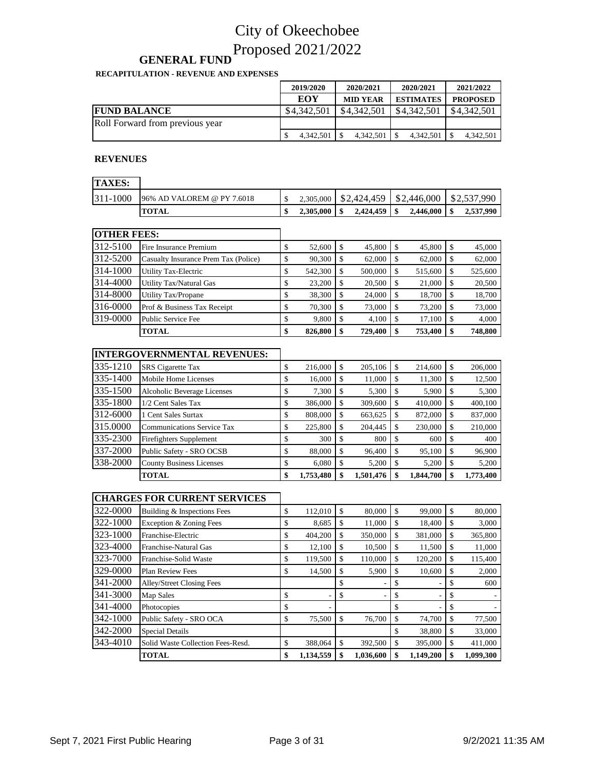# City of Okeechobee
# Proposed 2021/2022

## GENERAL FUND

**RECAPITULATION - REVENUE AND EXPENSES**

| | | 2019/2020 EOY | 2020/2021 MID YEAR | 2020/2021 ESTIMATES | 2021/2022 PROPOSED |
|---|---|---|---|---|---|
| **FUND BALANCE** | | $4,342,501 | $4,342,501 | $4,342,501 | $4,342,501 |
| Roll Forward from previous year | | | | | |
| | | $ 4,342,501 | $ 4,342,501 | $ 4,342,501 | $ 4,342,501 |

**REVENUES**

| **TAXES:** | | | | | |
|---|---|---|---|---|---|
| 311-1000 | 96% AD VALOREM @ PY 7.6018 | $ 2,305,000 | $2,424,459 | $2,446,000 | $2,537,990 |
| | **TOTAL** | **$ 2,305,000** | **$ 2,424,459** | **$ 2,446,000** | **$ 2,537,990** |

| **OTHER FEES:** | | | | | |
|---|---|---|---|---|---|
| 312-5100 | Fire Insurance Premium | $ 52,600 | $ 45,800 | $ 45,800 | $ 45,000 |
| 312-5200 | Casualty Insurance Prem Tax (Police) | $ 90,300 | $ 62,000 | $ 62,000 | $ 62,000 |
| 314-1000 | Utility Tax-Electric | $ 542,300 | $ 500,000 | $ 515,600 | $ 525,600 |
| 314-4000 | Utility Tax/Natural Gas | $ 23,200 | $ 20,500 | $ 21,000 | $ 20,500 |
| 314-8000 | Utility Tax/Propane | $ 38,300 | $ 24,000 | $ 18,700 | $ 18,700 |
| 316-0000 | Prof & Business Tax Receipt | $ 70,300 | $ 73,000 | $ 73,200 | $ 73,000 |
| 319-0000 | Public Service Fee | $ 9,800 | $ 4,100 | $ 17,100 | $ 4,000 |
| | **TOTAL** | **$ 826,800** | **$ 729,400** | **$ 753,400** | **$ 748,800** |

| **INTERGOVERNMENTAL REVENUES:** | | | | | |
|---|---|---|---|---|---|
| 335-1210 | SRS Cigarette Tax | $ 216,000 | $ 205,106 | $ 214,600 | $ 206,000 |
| 335-1400 | Mobile Home Licenses | $ 16,000 | $ 11,000 | $ 11,300 | $ 12,500 |
| 335-1500 | Alcoholic Beverage Licenses | $ 7,300 | $ 5,300 | $ 5,900 | $ 5,300 |
| 335-1800 | 1/2 Cent Sales Tax | $ 386,000 | $ 309,600 | $ 410,000 | $ 400,100 |
| 312-6000 | 1 Cent Sales Surtax | $ 808,000 | $ 663,625 | $ 872,000 | $ 837,000 |
| 315.0000 | Communications Service Tax | $ 225,800 | $ 204,445 | $ 230,000 | $ 210,000 |
| 335-2300 | Firefighters Supplement | $ 300 | $ 800 | $ 600 | $ 400 |
| 337-2000 | Public Safety - SRO OCSB | $ 88,000 | $ 96,400 | $ 95,100 | $ 96,900 |
| 338-2000 | County Business Licenses | $ 6,080 | $ 5,200 | $ 5,200 | $ 5,200 |
| | **TOTAL** | **$ 1,753,480** | **$ 1,501,476** | **$ 1,844,700** | **$ 1,773,400** |

| **CHARGES FOR CURRENT SERVICES** | | | | | |
|---|---|---|---|---|---|
| 322-0000 | Building & Inspections Fees | $ 112,010 | $ 80,000 | $ 99,000 | $ 80,000 |
| 322-1000 | Exception & Zoning Fees | $ 8,685 | $ 11,000 | $ 18,400 | $ 3,000 |
| 323-1000 | Franchise-Electric | $ 404,200 | $ 350,000 | $ 381,000 | $ 365,800 |
| 323-4000 | Franchise-Natural Gas | $ 12,100 | $ 10,500 | $ 11,500 | $ 11,000 |
| 323-7000 | Franchise-Solid Waste | $ 119,500 | $ 110,000 | $ 120,200 | $ 115,400 |
| 329-0000 | Plan Review Fees | $ 14,500 | $ 5,900 | $ 10,600 | $ 2,000 |
| 341-2000 | Alley/Street Closing Fees | | $ - | $ - | $ 600 |
| 341-3000 | Map Sales | $ - | $ - | $ - | $ - |
| 341-4000 | Photocopies | $ - | | $ - | $ - |
| 342-1000 | Public Safety - SRO OCA | $ 75,500 | $ 76,700 | $ 74,700 | $ 77,500 |
| 342-2000 | Special Details | | | $ 38,800 | $ 33,000 |
| 343-4010 | Solid Waste Collection Fees-Resd. | $ 388,064 | $ 392,500 | $ 395,000 | $ 411,000 |
| | **TOTAL** | **$ 1,134,559** | **$ 1,036,600** | **$ 1,149,200** | **$ 1,099,300** |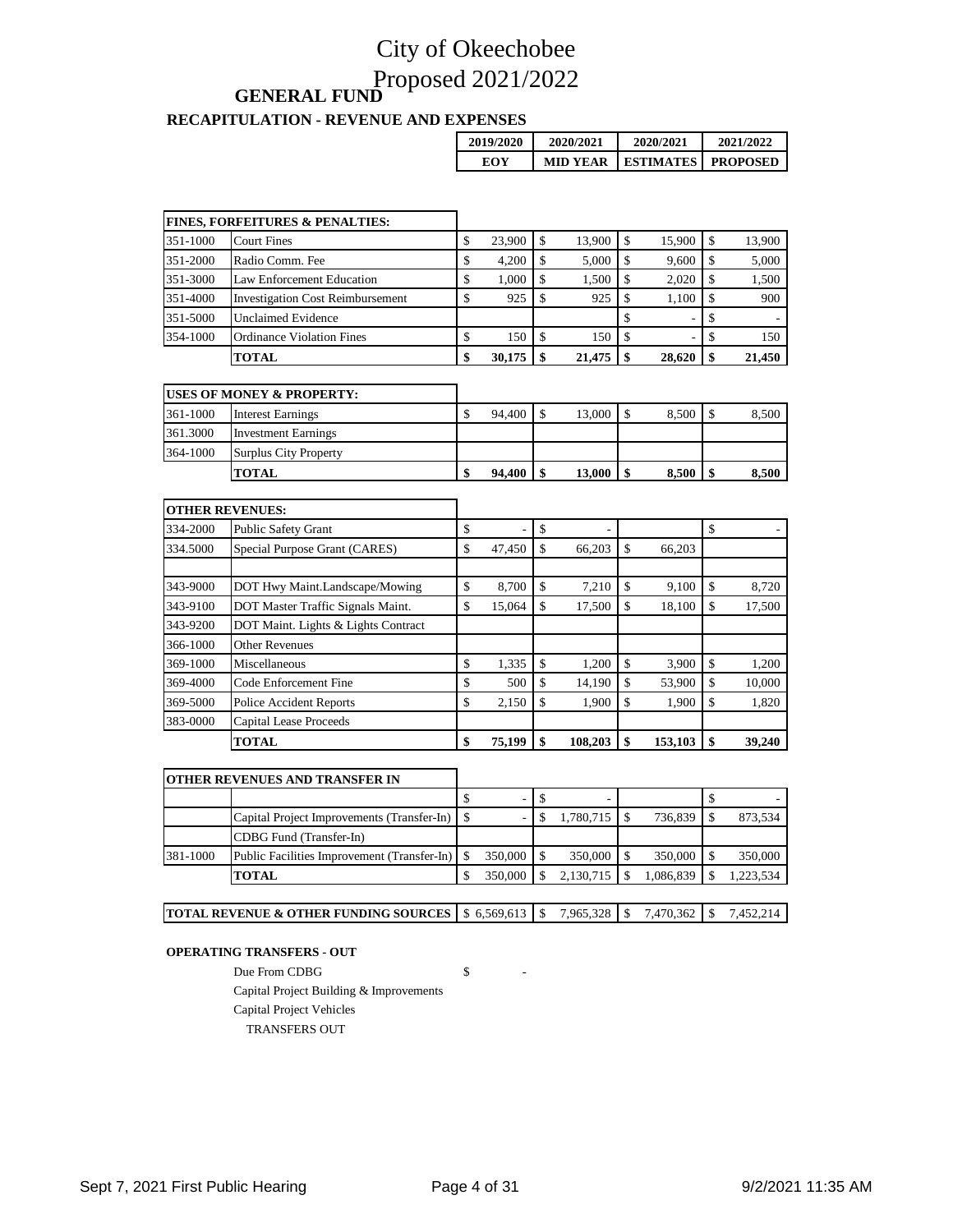# City of Okeechobee
# Proposed 2021/2022

## GENERAL FUND

### RECAPITULATION - REVENUE AND EXPENSES

| | | 2019/2020 EOY | 2020/2021 MID YEAR | 2020/2021 ESTIMATES | 2021/2022 PROPOSED |
|---|---|---|---|---|---|
| | **FINES, FORFEITURES & PENALTIES:** | | | | |
| 351-1000 | Court Fines | $ 23,900 | $ 13,900 | $ 15,900 | $ 13,900 |
| 351-2000 | Radio Comm. Fee | $ 4,200 | $ 5,000 | $ 9,600 | $ 5,000 |
| 351-3000 | Law Enforcement Education | $ 1,000 | $ 1,500 | $ 2,020 | $ 1,500 |
| 351-4000 | Investigation Cost Reimbursement | $ 925 | $ 925 | $ 1,100 | $ 900 |
| 351-5000 | Unclaimed Evidence | | | $ - | $ - |
| 354-1000 | Ordinance Violation Fines | $ 150 | $ 150 | $ - | $ 150 |
| | **TOTAL** | **$ 30,175** | **$ 21,475** | **$ 28,620** | **$ 21,450** |
| | **USES OF MONEY & PROPERTY:** | | | | |
| 361-1000 | Interest Earnings | $ 94,400 | $ 13,000 | $ 8,500 | $ 8,500 |
| 361.3000 | Investment Earnings | | | | |
| 364-1000 | Surplus City Property | | | | |
| | **TOTAL** | **$ 94,400** | **$ 13,000** | **$ 8,500** | **$ 8,500** |
| | **OTHER REVENUES:** | | | | |
| 334-2000 | Public Safety Grant | $ - | $ - | | $ - |
| 334.5000 | Special Purpose Grant (CARES) | $ 47,450 | $ 66,203 | $ 66,203 | |
| | | | | | |
| 343-9000 | DOT Hwy Maint.Landscape/Mowing | $ 8,700 | $ 7,210 | $ 9,100 | $ 8,720 |
| 343-9100 | DOT Master Traffic Signals Maint. | $ 15,064 | $ 17,500 | $ 18,100 | $ 17,500 |
| 343-9200 | DOT Maint. Lights & Lights Contract | | | | |
| 366-1000 | Other Revenues | | | | |
| 369-1000 | Miscellaneous | $ 1,335 | $ 1,200 | $ 3,900 | $ 1,200 |
| 369-4000 | Code Enforcement Fine | $ 500 | $ 14,190 | $ 53,900 | $ 10,000 |
| 369-5000 | Police Accident Reports | $ 2,150 | $ 1,900 | $ 1,900 | $ 1,820 |
| 383-0000 | Capital Lease Proceeds | | | | |
| | **TOTAL** | **$ 75,199** | **$ 108,203** | **$ 153,103** | **$ 39,240** |
| | **OTHER REVENUES AND TRANSFER IN** | | | | |
| | | $ - | $ - | | $ - |
| | Capital Project Improvements (Transfer-In) | $ - | $ 1,780,715 | $ 736,839 | $ 873,534 |
| | CDBG Fund (Transfer-In) | | | | |
| 381-1000 | Public Facilities Improvement (Transfer-In) | $ 350,000 | $ 350,000 | $ 350,000 | $ 350,000 |
| | **TOTAL** | $ 350,000 | $ 2,130,715 | $ 1,086,839 | $ 1,223,534 |
| | **TOTAL REVENUE & OTHER FUNDING SOURCES** | $ 6,569,613 | $ 7,965,328 | $ 7,470,362 | $ 7,452,214 |

**OPERATING TRANSFERS - OUT**

| | |
|---|---|
| Due From CDBG | $ - |
| Capital Project Building & Improvements | |
| Capital Project Vehicles | |
| TRANSFERS OUT | |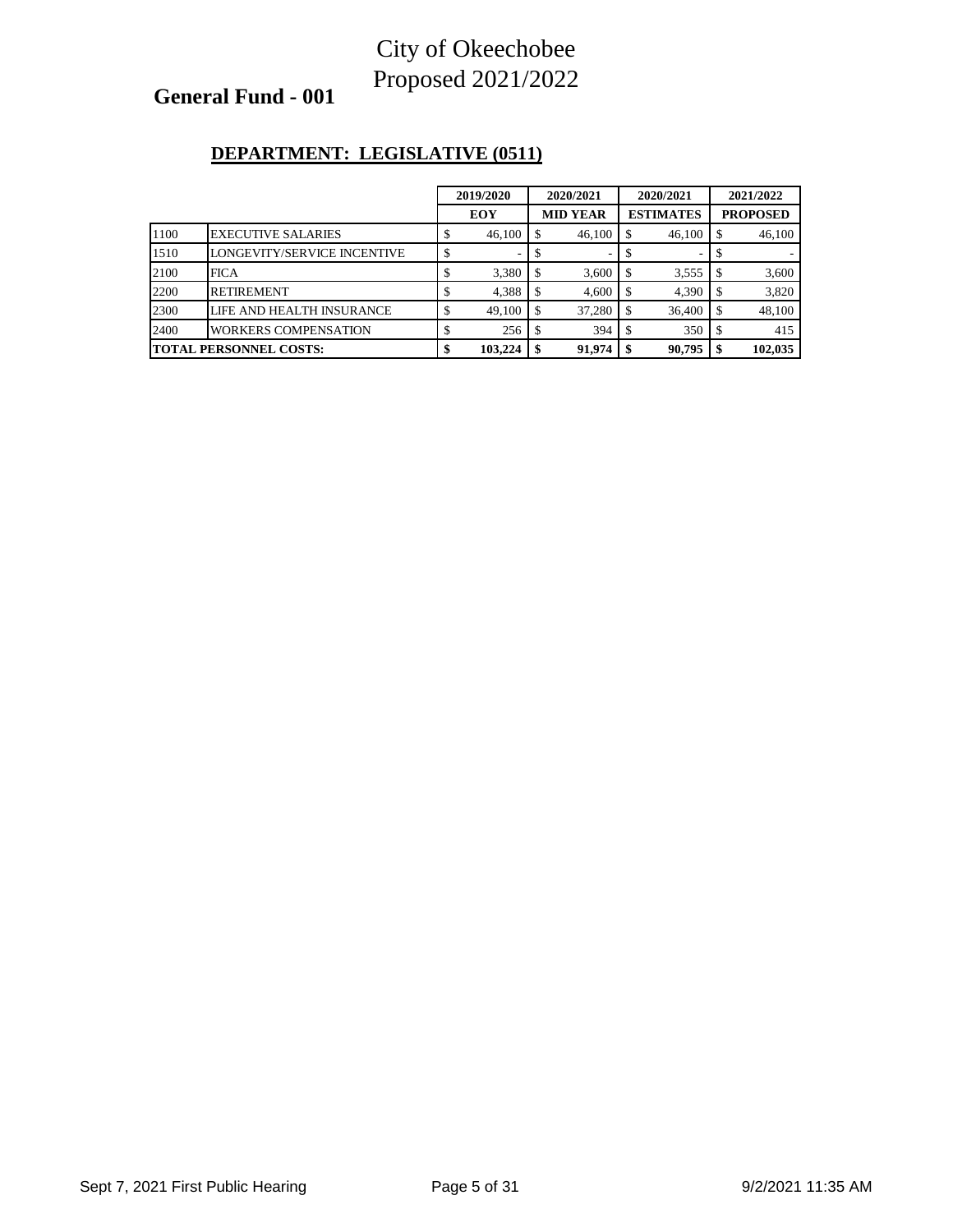# City of Okeechobee
# Proposed 2021/2022

## General Fund - 001

### DEPARTMENT: LEGISLATIVE (0511)

| | | 2019/2020 | 2020/2021 | 2020/2021 | 2021/2022 |
|---|---|---|---|---|---|
| | | **EOY** | **MID YEAR** | **ESTIMATES** | **PROPOSED** |
| 1100 | EXECUTIVE SALARIES | $ 46,100 | $ 46,100 | $ 46,100 | $ 46,100 |
| 1510 | LONGEVITY/SERVICE INCENTIVE | $ - | $ - | $ - | $ - |
| 2100 | FICA | $ 3,380 | $ 3,600 | $ 3,555 | $ 3,600 |
| 2200 | RETIREMENT | $ 4,388 | $ 4,600 | $ 4,390 | $ 3,820 |
| 2300 | LIFE AND HEALTH INSURANCE | $ 49,100 | $ 37,280 | $ 36,400 | $ 48,100 |
| 2400 | WORKERS COMPENSATION | $ 256 | $ 394 | $ 350 | $ 415 |
| **TOTAL PERSONNEL COSTS:** | | **$ 103,224** | **$ 91,974** | **$ 90,795** | **$ 102,035** |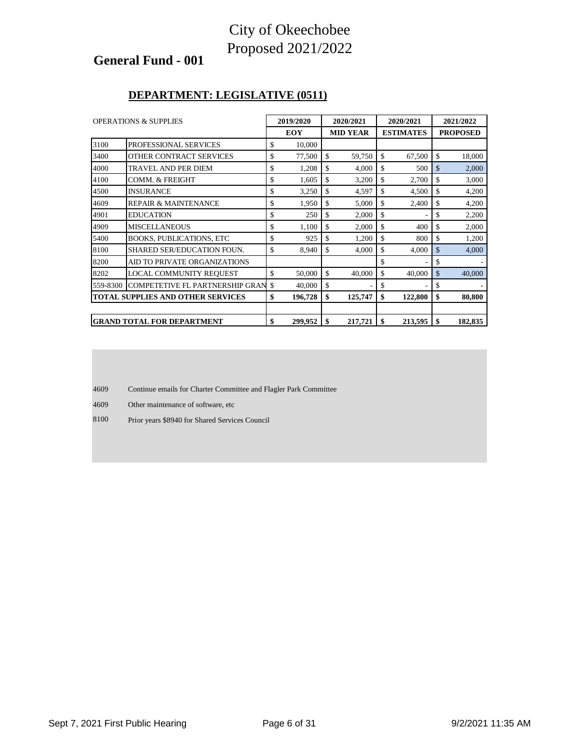# City of Okeechobee
# Proposed 2021/2022

## General Fund - 001

### DEPARTMENT: LEGISLATIVE (0511)

| OPERATIONS & SUPPLIES | | 2019/2020 | 2020/2021 | 2020/2021 | 2021/2022 |
|---|---|---|---|---|---|
| | | EOY | MID YEAR | ESTIMATES | PROPOSED |
| 3100 | PROFESSIONAL SERVICES | $ 10,000 | | | |
| 3400 | OTHER CONTRACT SERVICES | $ 77,500 | $ 59,750 | $ 67,500 | $ 18,000 |
| 4000 | TRAVEL AND PER DIEM | $ 1,208 | $ 4,000 | $ 500 | $ 2,000 |
| 4100 | COMM. & FREIGHT | $ 1,605 | $ 3,200 | $ 2,700 | $ 3,000 |
| 4500 | INSURANCE | $ 3,250 | $ 4,597 | $ 4,500 | $ 4,200 |
| 4609 | REPAIR & MAINTENANCE | $ 1,950 | $ 5,000 | $ 2,400 | $ 4,200 |
| 4901 | EDUCATION | $ 250 | $ 2,000 | $ - | $ 2,200 |
| 4909 | MISCELLANEOUS | $ 1,100 | $ 2,000 | $ 400 | $ 2,000 |
| 5400 | BOOKS, PUBLICATIONS, ETC | $ 925 | $ 1,200 | $ 800 | $ 1,200 |
| 8100 | SHARED SER/EDUCATION FOUN. | $ 8,940 | $ 4,000 | $ 4,000 | $ 4,000 |
| 8200 | AID TO PRIVATE ORGANIZATIONS | | | $ - | $ - |
| 8202 | LOCAL COMMUNITY REQUEST | $ 50,000 | $ 40,000 | $ 40,000 | $ 40,000 |
| 559-8300 | COMPETETIVE FL PARTNERSHIP GRAN | $ 40,000 | $ - | $ - | $ - |
| **TOTAL SUPPLIES AND OTHER SERVICES** | | **$ 196,728** | **$ 125,747** | **$ 122,800** | **$ 80,800** |
| | | | | | |
| **GRAND TOTAL FOR DEPARTMENT** | | **$ 299,952** | **$ 217,721** | **$ 213,595** | **$ 182,835** |

4609 Continue emails for Charter Committee and Flagler Park Committee

4609 Other maintenance of software, etc

8100 Prior years $8940 for Shared Services Council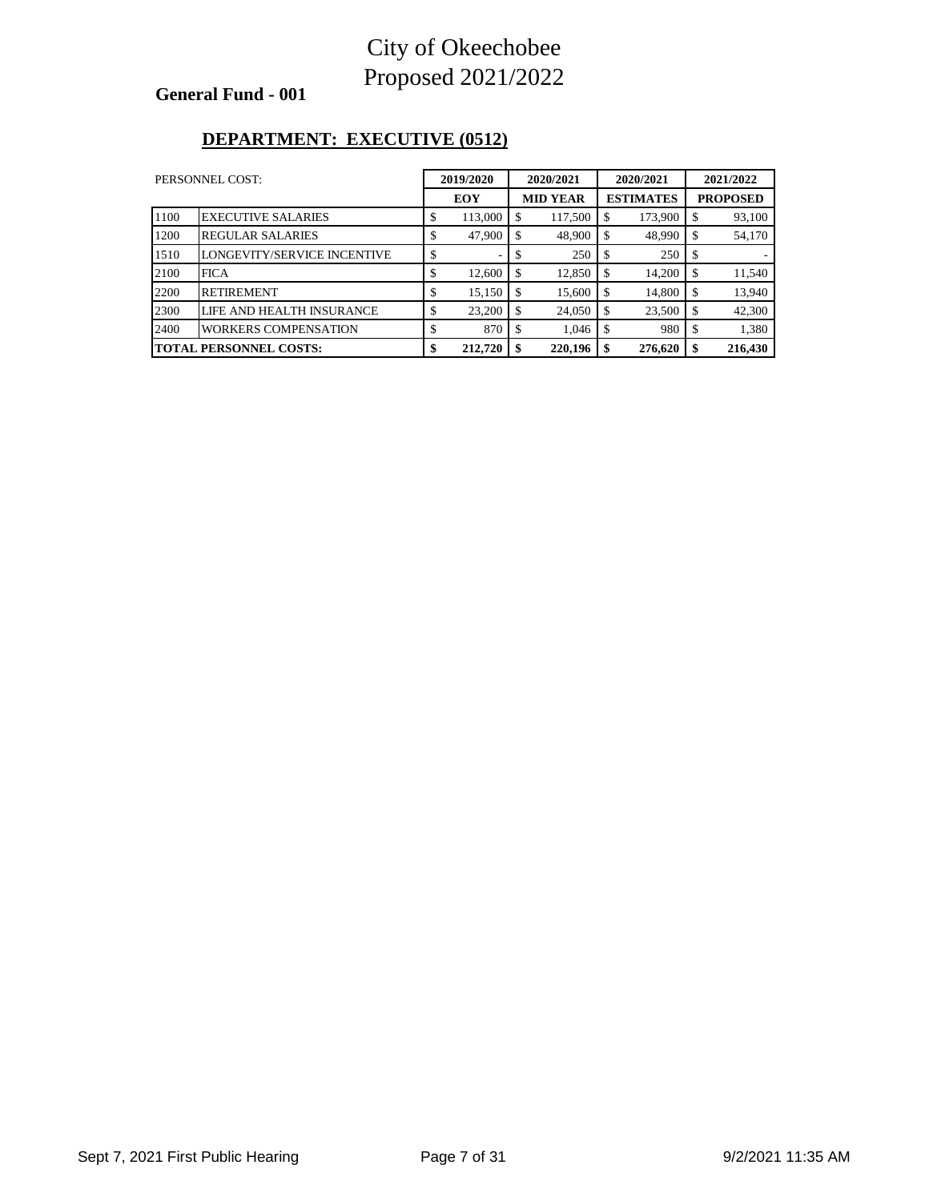# City of Okeechobee
# Proposed 2021/2022

**General Fund - 001**

## DEPARTMENT: EXECUTIVE (0512)

| PERSONNEL COST: | | 2019/2020 EOY | 2020/2021 MID YEAR | 2020/2021 ESTIMATES | 2021/2022 PROPOSED |
|---|---|---|---|---|---|
| 1100 | EXECUTIVE SALARIES | $ 113,000 | $ 117,500 | $ 173,900 | $ 93,100 |
| 1200 | REGULAR SALARIES | $ 47,900 | $ 48,900 | $ 48,990 | $ 54,170 |
| 1510 | LONGEVITY/SERVICE INCENTIVE | $ - | $ 250 | $ 250 | $ - |
| 2100 | FICA | $ 12,600 | $ 12,850 | $ 14,200 | $ 11,540 |
| 2200 | RETIREMENT | $ 15,150 | $ 15,600 | $ 14,800 | $ 13,940 |
| 2300 | LIFE AND HEALTH INSURANCE | $ 23,200 | $ 24,050 | $ 23,500 | $ 42,300 |
| 2400 | WORKERS COMPENSATION | $ 870 | $ 1,046 | $ 980 | $ 1,380 |
| **TOTAL PERSONNEL COSTS:** | | **$ 212,720** | **$ 220,196** | **$ 276,620** | **$ 216,430** |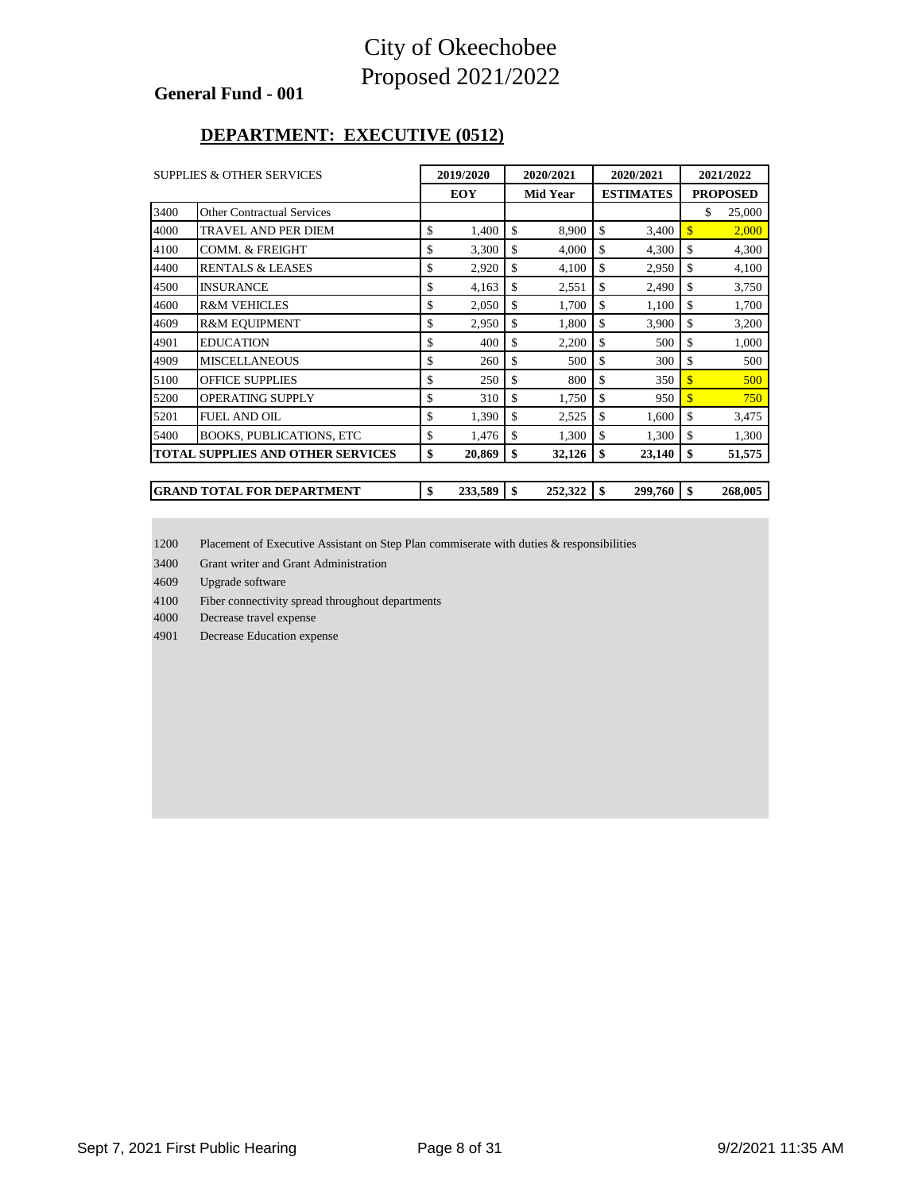# City of Okeechobee
# Proposed 2021/2022

**General Fund - 001**

## DEPARTMENT: EXECUTIVE (0512)

| SUPPLIES & OTHER SERVICES | | 2019/2020 | 2020/2021 | 2020/2021 | 2021/2022 |
|---|---|---|---|---|---|
| | | EOY | Mid Year | ESTIMATES | PROPOSED |
| 3400 | Other Contractual Services | | | | $ 25,000 |
| 4000 | TRAVEL AND PER DIEM | $ 1,400 | $ 8,900 | $ 3,400 | $ 2,000 |
| 4100 | COMM. & FREIGHT | $ 3,300 | $ 4,000 | $ 4,300 | $ 4,300 |
| 4400 | RENTALS & LEASES | $ 2,920 | $ 4,100 | $ 2,950 | $ 4,100 |
| 4500 | INSURANCE | $ 4,163 | $ 2,551 | $ 2,490 | $ 3,750 |
| 4600 | R&M VEHICLES | $ 2,050 | $ 1,700 | $ 1,100 | $ 1,700 |
| 4609 | R&M EQUIPMENT | $ 2,950 | $ 1,800 | $ 3,900 | $ 3,200 |
| 4901 | EDUCATION | $ 400 | $ 2,200 | $ 500 | $ 1,000 |
| 4909 | MISCELLANEOUS | $ 260 | $ 500 | $ 300 | $ 500 |
| 5100 | OFFICE SUPPLIES | $ 250 | $ 800 | $ 350 | $ 500 |
| 5200 | OPERATING SUPPLY | $ 310 | $ 1,750 | $ 950 | $ 750 |
| 5201 | FUEL AND OIL | $ 1,390 | $ 2,525 | $ 1,600 | $ 3,475 |
| 5400 | BOOKS, PUBLICATIONS, ETC | $ 1,476 | $ 1,300 | $ 1,300 | $ 1,300 |
| **TOTAL SUPPLIES AND OTHER SERVICES** | | **$ 20,869** | **$ 32,126** | **$ 23,140** | **$ 51,575** |

| | 2019/2020 | 2020/2021 | 2020/2021 | 2021/2022 |
|---|---|---|---|---|
| **GRAND TOTAL FOR DEPARTMENT** | **$ 233,589** | **$ 252,322** | **$ 299,760** | **$ 268,005** |

1200 Placement of Executive Assistant on Step Plan commiserate with duties & responsibilities

3400 Grant writer and Grant Administration

4609 Upgrade software

4100 Fiber connectivity spread throughout departments

4000 Decrease travel expense

4901 Decrease Education expense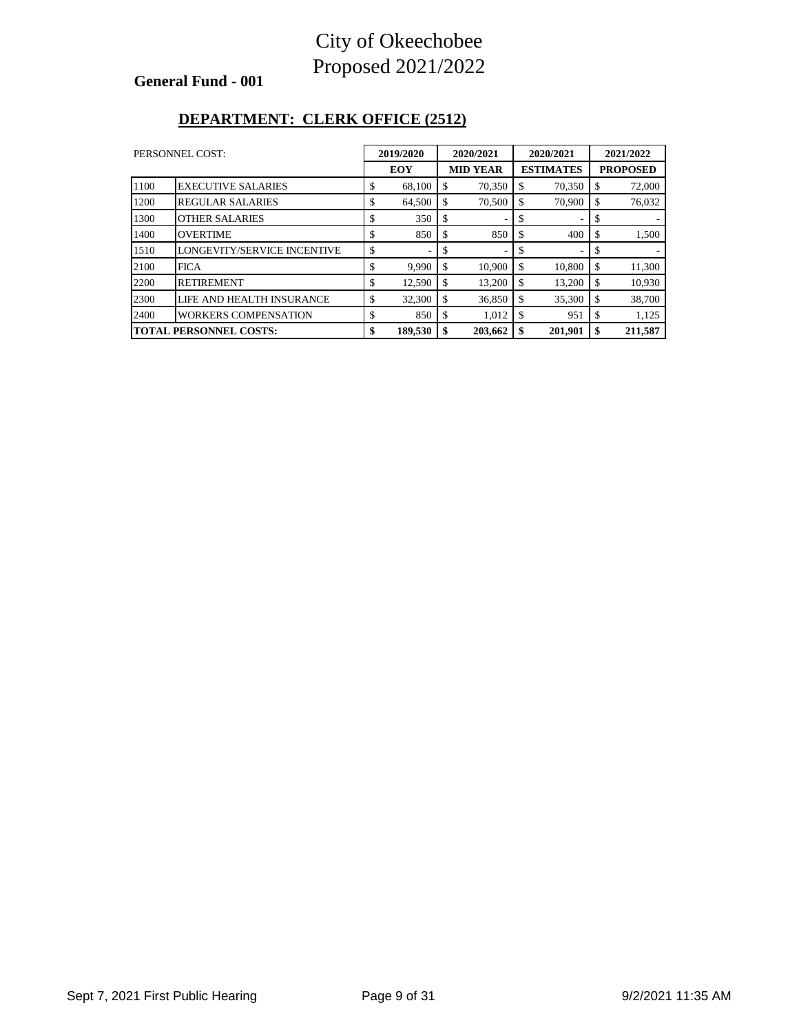# City of Okeechobee
# Proposed 2021/2022

**General Fund - 001**

## DEPARTMENT: CLERK OFFICE (2512)

| PERSONNEL COST: | | 2019/2020 EOY | 2020/2021 MID YEAR | 2020/2021 ESTIMATES | 2021/2022 PROPOSED |
|---|---|---|---|---|---|
| 1100 | EXECUTIVE SALARIES | $ 68,100 | $ 70,350 | $ 70,350 | $ 72,000 |
| 1200 | REGULAR SALARIES | $ 64,500 | $ 70,500 | $ 70,900 | $ 76,032 |
| 1300 | OTHER SALARIES | $ 350 | $ - | $ - | $ - |
| 1400 | OVERTIME | $ 850 | $ 850 | $ 400 | $ 1,500 |
| 1510 | LONGEVITY/SERVICE INCENTIVE | $ - | $ - | $ - | $ - |
| 2100 | FICA | $ 9,990 | $ 10,900 | $ 10,800 | $ 11,300 |
| 2200 | RETIREMENT | $ 12,590 | $ 13,200 | $ 13,200 | $ 10,930 |
| 2300 | LIFE AND HEALTH INSURANCE | $ 32,300 | $ 36,850 | $ 35,300 | $ 38,700 |
| 2400 | WORKERS COMPENSATION | $ 850 | $ 1,012 | $ 951 | $ 1,125 |
| **TOTAL PERSONNEL COSTS:** | | **$ 189,530** | **$ 203,662** | **$ 201,901** | **$ 211,587** |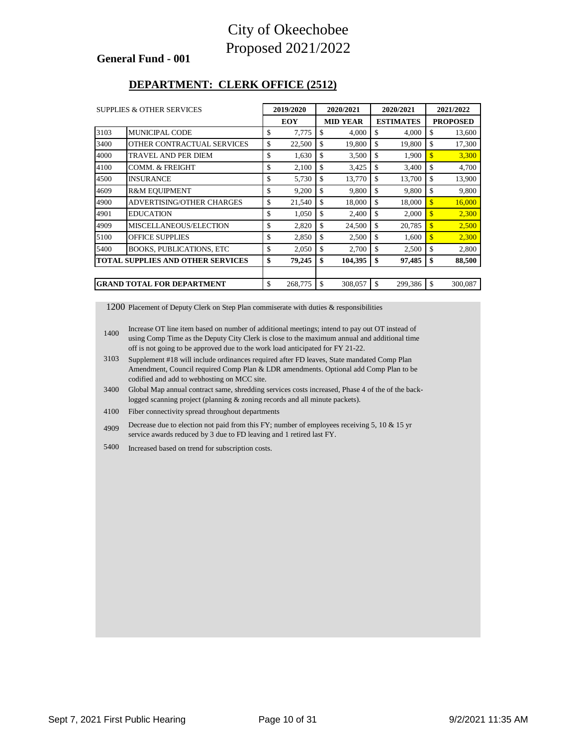# City of Okeechobee
# Proposed 2021/2022

**General Fund - 001**

## DEPARTMENT: CLERK OFFICE (2512)

| SUPPLIES & OTHER SERVICES | | 2019/2020 | 2020/2021 | 2020/2021 | 2021/2022 |
|---|---|---|---|---|---|
| | | EOY | MID YEAR | ESTIMATES | PROPOSED |
| 3103 | MUNICIPAL CODE | $ 7,775 | $ 4,000 | $ 4,000 | $ 13,600 |
| 3400 | OTHER CONTRACTUAL SERVICES | $ 22,500 | $ 19,800 | $ 19,800 | $ 17,300 |
| 4000 | TRAVEL AND PER DIEM | $ 1,630 | $ 3,500 | $ 1,900 | $ 3,300 |
| 4100 | COMM. & FREIGHT | $ 2,100 | $ 3,425 | $ 3,400 | $ 4,700 |
| 4500 | INSURANCE | $ 5,730 | $ 13,770 | $ 13,700 | $ 13,900 |
| 4609 | R&M EQUIPMENT | $ 9,200 | $ 9,800 | $ 9,800 | $ 9,800 |
| 4900 | ADVERTISING/OTHER CHARGES | $ 21,540 | $ 18,000 | $ 18,000 | $ 16,000 |
| 4901 | EDUCATION | $ 1,050 | $ 2,400 | $ 2,000 | $ 2,300 |
| 4909 | MISCELLANEOUS/ELECTION | $ 2,820 | $ 24,500 | $ 20,785 | $ 2,500 |
| 5100 | OFFICE SUPPLIES | $ 2,850 | $ 2,500 | $ 1,600 | $ 2,300 |
| 5400 | BOOKS, PUBLICATIONS, ETC | $ 2,050 | $ 2,700 | $ 2,500 | $ 2,800 |
| **TOTAL SUPPLIES AND OTHER SERVICES** | | **$ 79,245** | **$ 104,395** | **$ 97,485** | **$ 88,500** |
| | | | | | |
| **GRAND TOTAL FOR DEPARTMENT** | | $ 268,775 | $ 308,057 | $ 299,386 | $ 300,087 |

1200 Placement of Deputy Clerk on Step Plan commiserate with duties & responsibilities

1400 Increase OT line item based on number of additional meetings; intend to pay out OT instead of using Comp Time as the Deputy City Clerk is close to the maximum annual and additional time off is not going to be approved due to the work load anticipated for FY 21-22.

3103 Supplement #18 will include ordinances required after FD leaves, State mandated Comp Plan Amendment, Council required Comp Plan & LDR amendments. Optional add Comp Plan to be codified and add to webhosting on MCC site.

3400 Global Map annual contract same, shredding services costs increased, Phase 4 of the of the back-logged scanning project (planning & zoning records and all minute packets).

4100 Fiber connectivity spread throughout departments

4909 Decrease due to election not paid from this FY; number of employees receiving 5, 10 & 15 yr service awards reduced by 3 due to FD leaving and 1 retired last FY.

5400 Increased based on trend for subscription costs.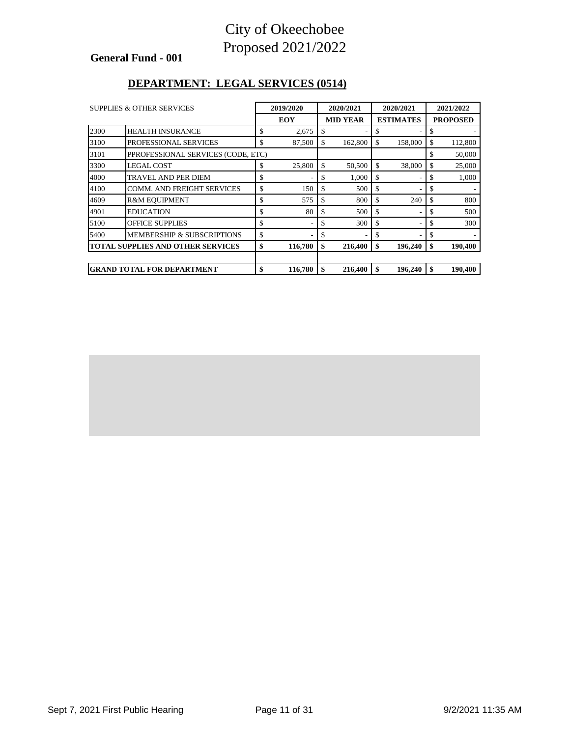# City of Okeechobee
# Proposed 2021/2022

**General Fund - 001**

## DEPARTMENT: LEGAL SERVICES (0514)

| SUPPLIES & OTHER SERVICES | | 2019/2020 EOY | 2020/2021 MID YEAR | 2020/2021 ESTIMATES | 2021/2022 PROPOSED |
|---|---|---|---|---|---|
| 2300 | HEALTH INSURANCE | $ 2,675 | $ - | $ - | $ - |
| 3100 | PROFESSIONAL SERVICES | $ 87,500 | $ 162,800 | $ 158,000 | $ 112,800 |
| 3101 | PPROFESSIONAL SERVICES (CODE, ETC) | | | | $ 50,000 |
| 3300 | LEGAL COST | $ 25,800 | $ 50,500 | $ 38,000 | $ 25,000 |
| 4000 | TRAVEL AND PER DIEM | $ - | $ 1,000 | $ - | $ 1,000 |
| 4100 | COMM. AND FREIGHT SERVICES | $ 150 | $ 500 | $ - | $ - |
| 4609 | R&M EQUIPMENT | $ 575 | $ 800 | $ 240 | $ 800 |
| 4901 | EDUCATION | $ 80 | $ 500 | $ - | $ 500 |
| 5100 | OFFICE SUPPLIES | $ - | $ 300 | $ - | $ 300 |
| 5400 | MEMBERSHIP & SUBSCRIPTIONS | $ - | $ - | $ - | $ - |
| **TOTAL SUPPLIES AND OTHER SERVICES** | | **$ 116,780** | **$ 216,400** | **$ 196,240** | **$ 190,400** |
| | | | | | |
| **GRAND TOTAL FOR DEPARTMENT** | | **$ 116,780** | **$ 216,400** | **$ 196,240** | **$ 190,400** |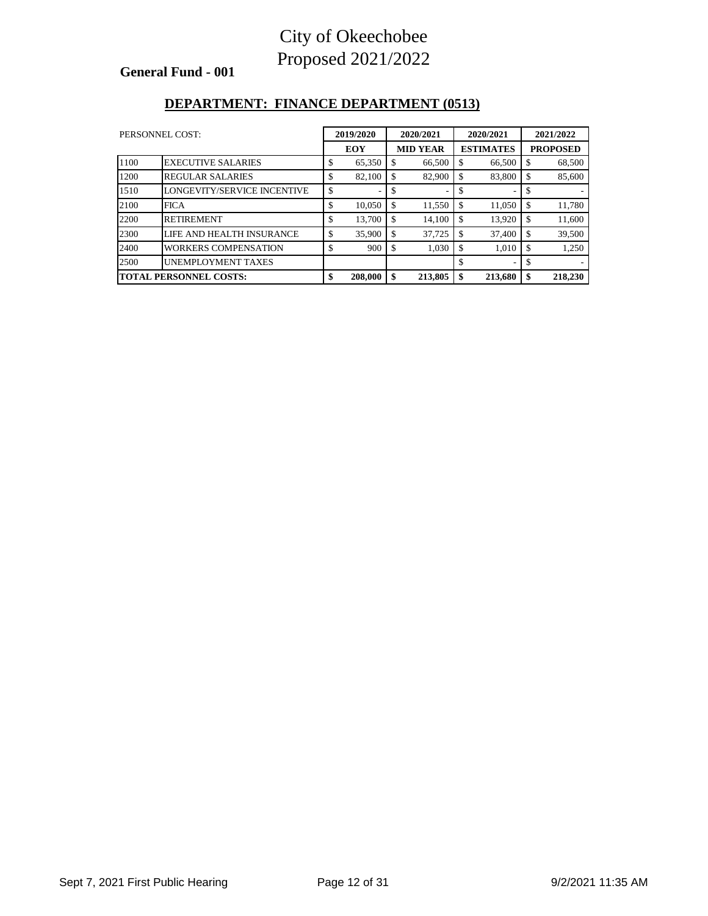# City of Okeechobee
# Proposed 2021/2022

**General Fund - 001**

## DEPARTMENT: FINANCE DEPARTMENT (0513)

| PERSONNEL COST: | | 2019/2020 | 2020/2021 | 2020/2021 | 2021/2022 |
|---|---|---|---|---|---|
| | | **EOY** | **MID YEAR** | **ESTIMATES** | **PROPOSED** |
| 1100 | EXECUTIVE SALARIES | $ 65,350 | $ 66,500 | $ 66,500 | $ 68,500 |
| 1200 | REGULAR SALARIES | $ 82,100 | $ 82,900 | $ 83,800 | $ 85,600 |
| 1510 | LONGEVITY/SERVICE INCENTIVE | $ - | $ - | $ - | $ - |
| 2100 | FICA | $ 10,050 | $ 11,550 | $ 11,050 | $ 11,780 |
| 2200 | RETIREMENT | $ 13,700 | $ 14,100 | $ 13,920 | $ 11,600 |
| 2300 | LIFE AND HEALTH INSURANCE | $ 35,900 | $ 37,725 | $ 37,400 | $ 39,500 |
| 2400 | WORKERS COMPENSATION | $ 900 | $ 1,030 | $ 1,010 | $ 1,250 |
| 2500 | UNEMPLOYMENT TAXES | | | $ - | $ - |
| **TOTAL PERSONNEL COSTS:** | | **$ 208,000** | **$ 213,805** | **$ 213,680** | **$ 218,230** |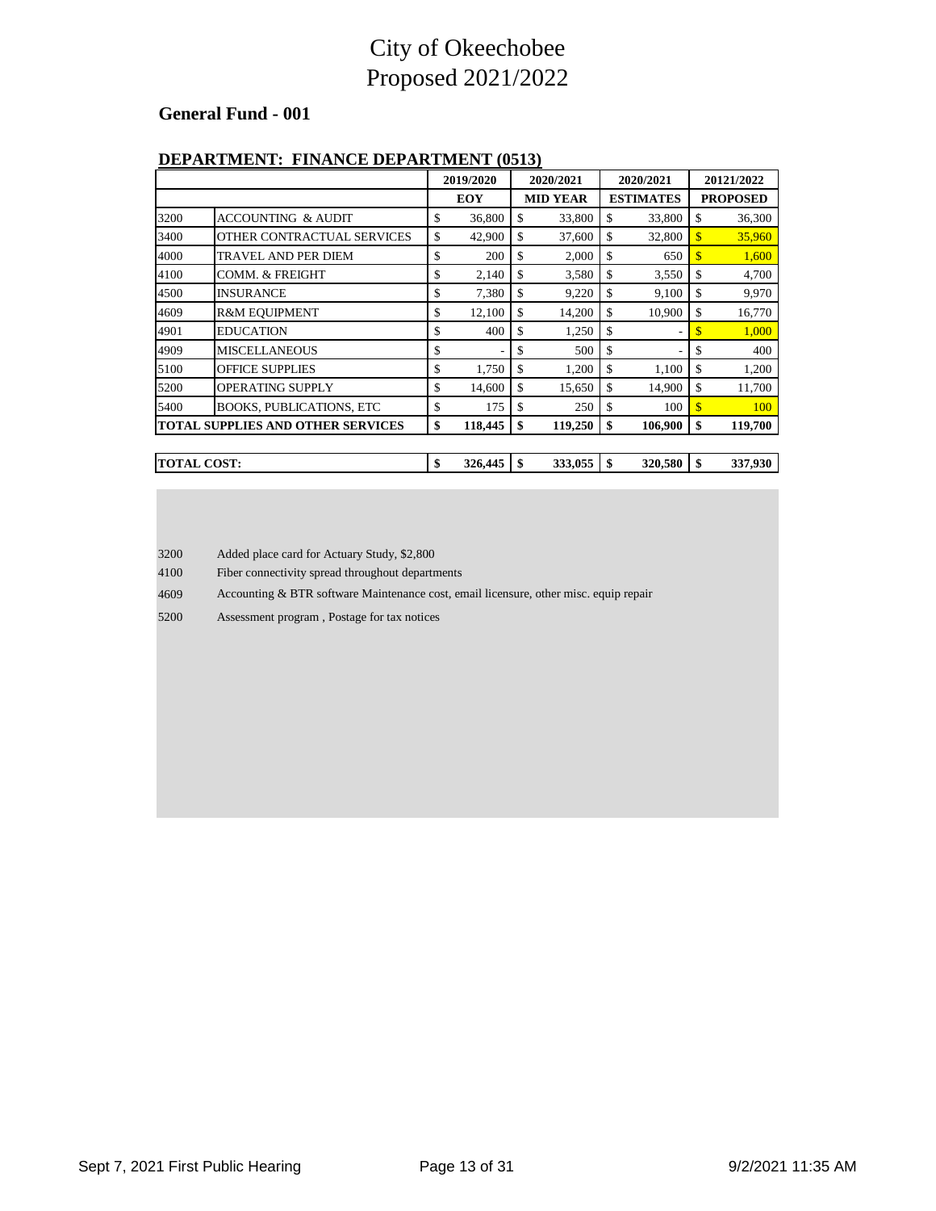# City of Okeechobee
# Proposed 2021/2022

## General Fund - 001

### DEPARTMENT: FINANCE DEPARTMENT (0513)

| | | 2019/2020 | 2020/2021 | 2020/2021 | 20121/2022 |
|---|---|---|---|---|---|
| | | EOY | MID YEAR | ESTIMATES | PROPOSED |
| 3200 | ACCOUNTING & AUDIT | $ 36,800 | $ 33,800 | $ 33,800 | $ 36,300 |
| 3400 | OTHER CONTRACTUAL SERVICES | $ 42,900 | $ 37,600 | $ 32,800 | $ 35,960 |
| 4000 | TRAVEL AND PER DIEM | $ 200 | $ 2,000 | $ 650 | $ 1,600 |
| 4100 | COMM. & FREIGHT | $ 2,140 | $ 3,580 | $ 3,550 | $ 4,700 |
| 4500 | INSURANCE | $ 7,380 | $ 9,220 | $ 9,100 | $ 9,970 |
| 4609 | R&M EQUIPMENT | $ 12,100 | $ 14,200 | $ 10,900 | $ 16,770 |
| 4901 | EDUCATION | $ 400 | $ 1,250 | $ - | $ 1,000 |
| 4909 | MISCELLANEOUS | $ - | $ 500 | $ - | $ 400 |
| 5100 | OFFICE SUPPLIES | $ 1,750 | $ 1,200 | $ 1,100 | $ 1,200 |
| 5200 | OPERATING SUPPLY | $ 14,600 | $ 15,650 | $ 14,900 | $ 11,700 |
| 5400 | BOOKS, PUBLICATIONS, ETC | $ 175 | $ 250 | $ 100 | $ 100 |
| **TOTAL SUPPLIES AND OTHER SERVICES** | | **$ 118,445** | **$ 119,250** | **$ 106,900** | **$ 119,700** |
| | | | | | |
| **TOTAL COST:** | | **$ 326,445** | **$ 333,055** | **$ 320,580** | **$ 337,930** |

3200 Added place card for Actuary Study, $2,800

4100 Fiber connectivity spread throughout departments

4609 Accounting & BTR software Maintenance cost, email licensure, other misc. equip repair

5200 Assessment program , Postage for tax notices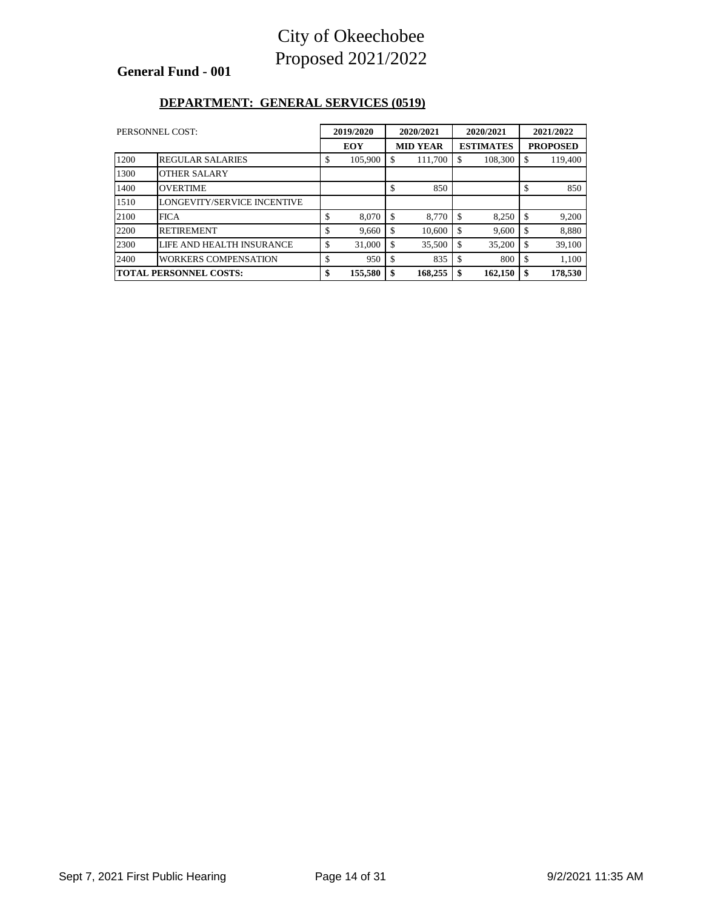# City of Okeechobee
# Proposed 2021/2022

**General Fund - 001**

## DEPARTMENT: GENERAL SERVICES (0519)

| PERSONNEL COST: | | 2019/2020 | 2020/2021 | 2020/2021 | 2021/2022 |
|---|---|---|---|---|---|
| | | **EOY** | **MID YEAR** | **ESTIMATES** | **PROPOSED** |
| 1200 | REGULAR SALARIES | $ 105,900 | $ 111,700 | $ 108,300 | $ 119,400 |
| 1300 | OTHER SALARY | | | | |
| 1400 | OVERTIME | | $ 850 | | $ 850 |
| 1510 | LONGEVITY/SERVICE INCENTIVE | | | | |
| 2100 | FICA | $ 8,070 | $ 8,770 | $ 8,250 | $ 9,200 |
| 2200 | RETIREMENT | $ 9,660 | $ 10,600 | $ 9,600 | $ 8,880 |
| 2300 | LIFE AND HEALTH INSURANCE | $ 31,000 | $ 35,500 | $ 35,200 | $ 39,100 |
| 2400 | WORKERS COMPENSATION | $ 950 | $ 835 | $ 800 | $ 1,100 |
| **TOTAL PERSONNEL COSTS:** | | **$ 155,580** | **$ 168,255** | **$ 162,150** | **$ 178,530** |

Sept 7, 2021 First Public Hearing

9/2/2021 11:35 AM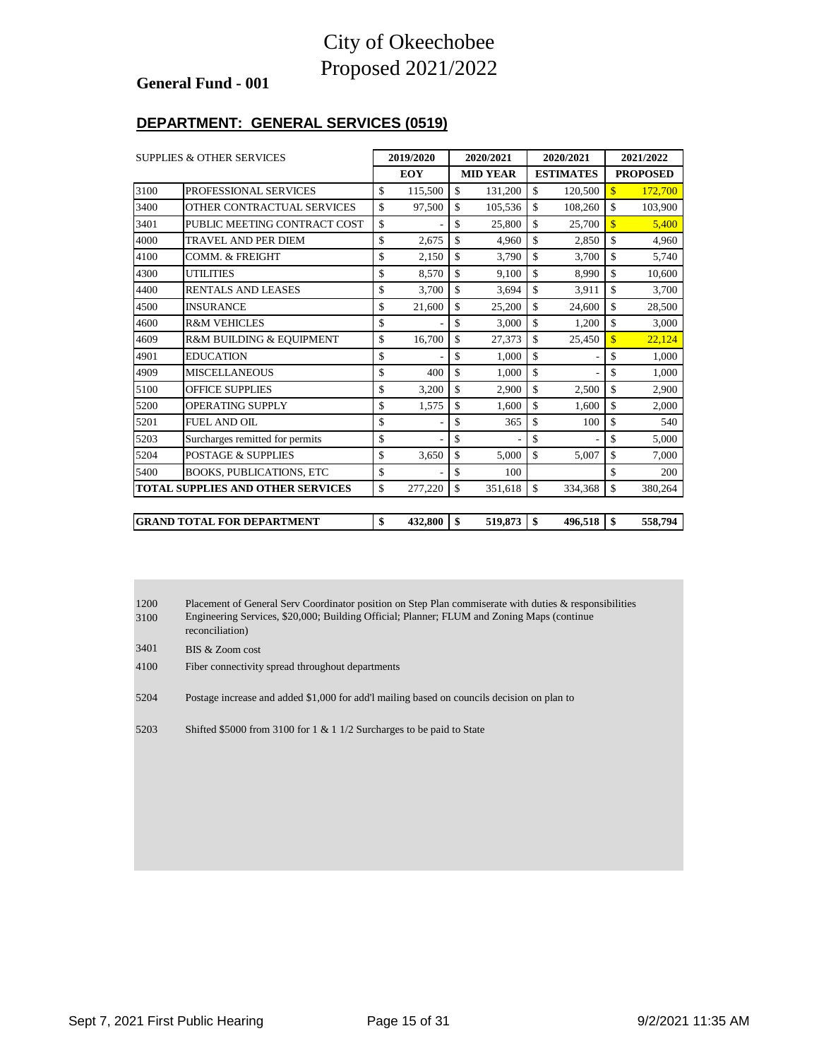# City of Okeechobee
# Proposed 2021/2022

**General Fund - 001**

## DEPARTMENT: GENERAL SERVICES (0519)

| SUPPLIES & OTHER SERVICES | | 2019/2020 | 2020/2021 | 2020/2021 | 2021/2022 |
|---|---|---|---|---|---|
| | | EOY | MID YEAR | ESTIMATES | PROPOSED |
| 3100 | PROFESSIONAL SERVICES | $ 115,500 | $ 131,200 | $ 120,500 | $ 172,700 |
| 3400 | OTHER CONTRACTUAL SERVICES | $ 97,500 | $ 105,536 | $ 108,260 | $ 103,900 |
| 3401 | PUBLIC MEETING CONTRACT COST | $ - | $ 25,800 | $ 25,700 | $ 5,400 |
| 4000 | TRAVEL AND PER DIEM | $ 2,675 | $ 4,960 | $ 2,850 | $ 4,960 |
| 4100 | COMM. & FREIGHT | $ 2,150 | $ 3,790 | $ 3,700 | $ 5,740 |
| 4300 | UTILITIES | $ 8,570 | $ 9,100 | $ 8,990 | $ 10,600 |
| 4400 | RENTALS AND LEASES | $ 3,700 | $ 3,694 | $ 3,911 | $ 3,700 |
| 4500 | INSURANCE | $ 21,600 | $ 25,200 | $ 24,600 | $ 28,500 |
| 4600 | R&M VEHICLES | $ - | $ 3,000 | $ 1,200 | $ 3,000 |
| 4609 | R&M BUILDING & EQUIPMENT | $ 16,700 | $ 27,373 | $ 25,450 | $ 22,124 |
| 4901 | EDUCATION | $ - | $ 1,000 | $ - | $ 1,000 |
| 4909 | MISCELLANEOUS | $ 400 | $ 1,000 | $ - | $ 1,000 |
| 5100 | OFFICE SUPPLIES | $ 3,200 | $ 2,900 | $ 2,500 | $ 2,900 |
| 5200 | OPERATING SUPPLY | $ 1,575 | $ 1,600 | $ 1,600 | $ 2,000 |
| 5201 | FUEL AND OIL | $ - | $ 365 | $ 100 | $ 540 |
| 5203 | Surcharges remitted for permits | $ - | $ - | $ - | $ 5,000 |
| 5204 | POSTAGE & SUPPLIES | $ 3,650 | $ 5,000 | $ 5,007 | $ 7,000 |
| 5400 | BOOKS, PUBLICATIONS, ETC | $ - | $ 100 | | $ 200 |
| **TOTAL SUPPLIES AND OTHER SERVICES** | | $ 277,220 | $ 351,618 | $ 334,368 | $ 380,264 |
| **GRAND TOTAL FOR DEPARTMENT** | | **$ 432,800** | **$ 519,873** | **$ 496,518** | **$ 558,794** |

1200 Placement of General Serv Coordinator position on Step Plan commiserate with duties & responsibilities

3100 Engineering Services, $20,000; Building Official; Planner; FLUM and Zoning Maps (continue reconciliation)

3401 BIS & Zoom cost

4100 Fiber connectivity spread throughout departments

5204 Postage increase and added $1,000 for add'l mailing based on councils decision on plan to

5203 Shifted $5000 from 3100 for 1 & 1 1/2 Surcharges to be paid to State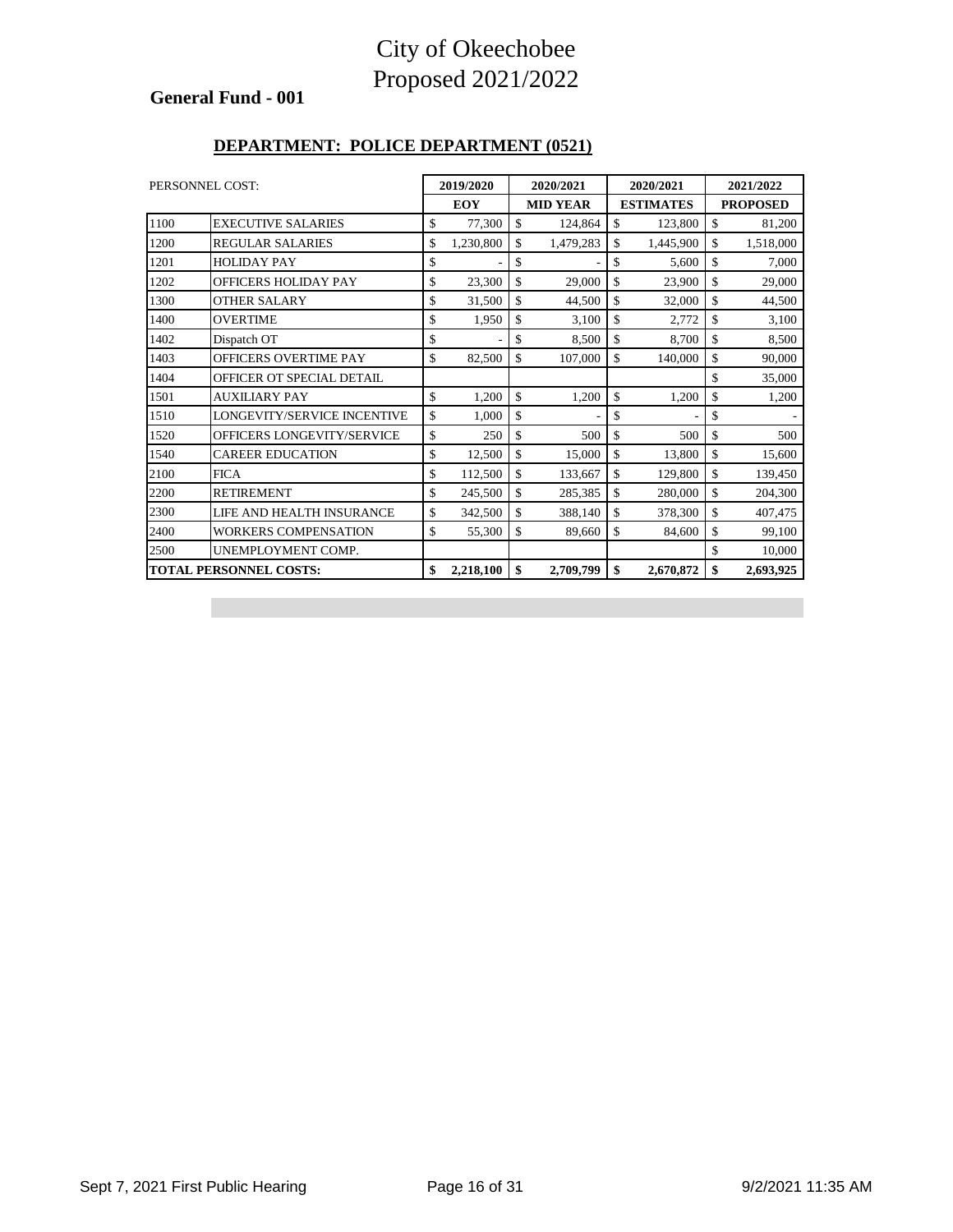# City of Okeechobee
# Proposed 2021/2022

**General Fund - 001**

**DEPARTMENT: POLICE DEPARTMENT (0521)**

| PERSONNEL COST: | | 2019/2020 | 2020/2021 | 2020/2021 | 2021/2022 |
|---|---|---|---|---|---|
| | | **EOY** | **MID YEAR** | **ESTIMATES** | **PROPOSED** |
| 1100 | EXECUTIVE SALARIES | $ 77,300 | $ 124,864 | $ 123,800 | $ 81,200 |
| 1200 | REGULAR SALARIES | $ 1,230,800 | $ 1,479,283 | $ 1,445,900 | $ 1,518,000 |
| 1201 | HOLIDAY PAY | $ - | $ - | $ 5,600 | $ 7,000 |
| 1202 | OFFICERS HOLIDAY PAY | $ 23,300 | $ 29,000 | $ 23,900 | $ 29,000 |
| 1300 | OTHER SALARY | $ 31,500 | $ 44,500 | $ 32,000 | $ 44,500 |
| 1400 | OVERTIME | $ 1,950 | $ 3,100 | $ 2,772 | $ 3,100 |
| 1402 | Dispatch OT | $ - | $ 8,500 | $ 8,700 | $ 8,500 |
| 1403 | OFFICERS OVERTIME PAY | $ 82,500 | $ 107,000 | $ 140,000 | $ 90,000 |
| 1404 | OFFICER OT SPECIAL DETAIL | | | | $ 35,000 |
| 1501 | AUXILIARY PAY | $ 1,200 | $ 1,200 | $ 1,200 | $ 1,200 |
| 1510 | LONGEVITY/SERVICE INCENTIVE | $ 1,000 | $ - | $ - | $ - |
| 1520 | OFFICERS LONGEVITY/SERVICE | $ 250 | $ 500 | $ 500 | $ 500 |
| 1540 | CAREER EDUCATION | $ 12,500 | $ 15,000 | $ 13,800 | $ 15,600 |
| 2100 | FICA | $ 112,500 | $ 133,667 | $ 129,800 | $ 139,450 |
| 2200 | RETIREMENT | $ 245,500 | $ 285,385 | $ 280,000 | $ 204,300 |
| 2300 | LIFE AND HEALTH INSURANCE | $ 342,500 | $ 388,140 | $ 378,300 | $ 407,475 |
| 2400 | WORKERS COMPENSATION | $ 55,300 | $ 89,660 | $ 84,600 | $ 99,100 |
| 2500 | UNEMPLOYMENT COMP. | | | | $ 10,000 |
| **TOTAL PERSONNEL COSTS:** | | **$ 2,218,100** | **$ 2,709,799** | **$ 2,670,872** | **$ 2,693,925** |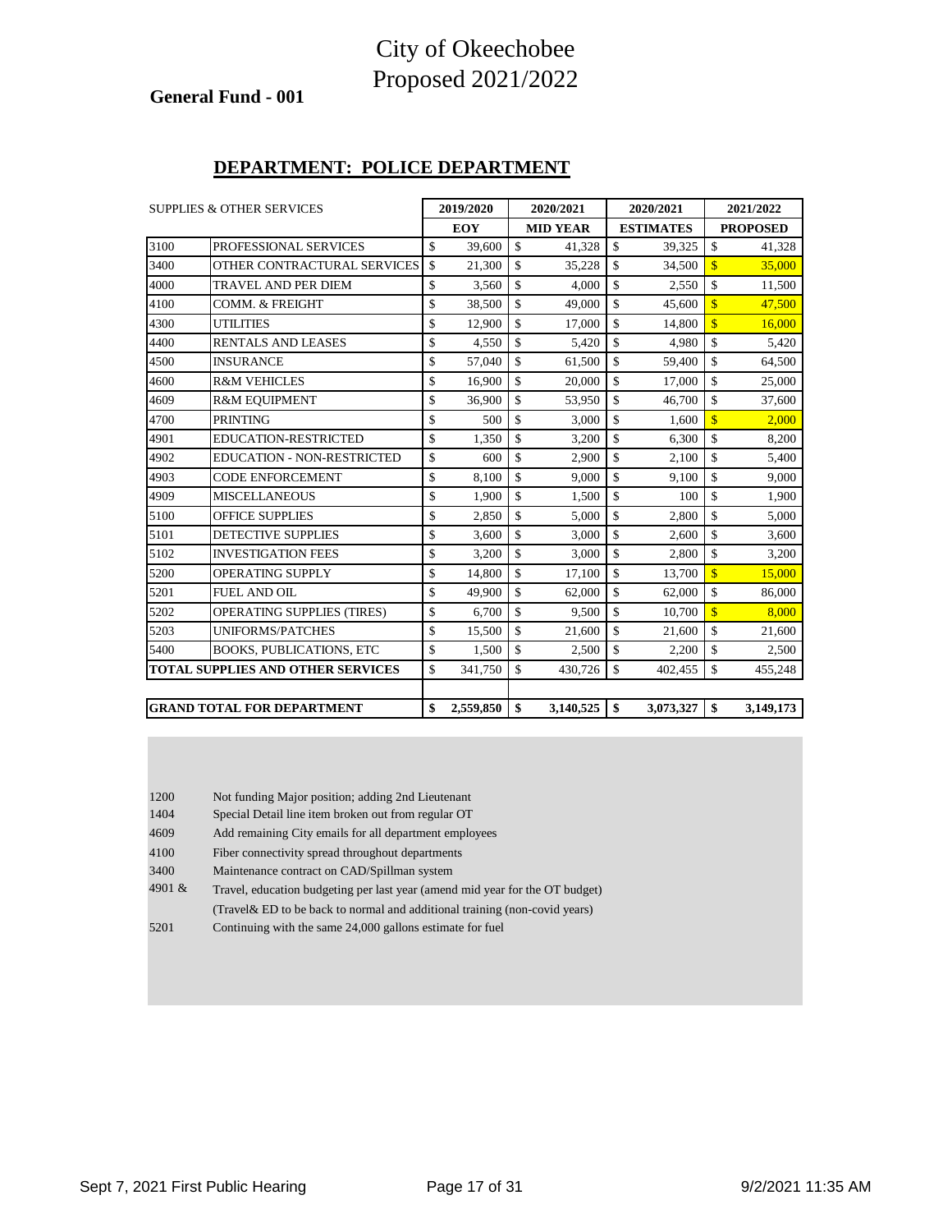# City of Okeechobee
# Proposed 2021/2022

**General Fund - 001**

## DEPARTMENT: POLICE DEPARTMENT

| SUPPLIES & OTHER SERVICES | | 2019/2020 EOY | 2020/2021 MID YEAR | 2020/2021 ESTIMATES | 2021/2022 PROPOSED |
|---|---|---|---|---|---|
| 3100 | PROFESSIONAL SERVICES | $ 39,600 | $ 41,328 | $ 39,325 | $ 41,328 |
| 3400 | OTHER CONTRACTURAL SERVICES | $ 21,300 | $ 35,228 | $ 34,500 | $ 35,000 |
| 4000 | TRAVEL AND PER DIEM | $ 3,560 | $ 4,000 | $ 2,550 | $ 11,500 |
| 4100 | COMM. & FREIGHT | $ 38,500 | $ 49,000 | $ 45,600 | $ 47,500 |
| 4300 | UTILITIES | $ 12,900 | $ 17,000 | $ 14,800 | $ 16,000 |
| 4400 | RENTALS AND LEASES | $ 4,550 | $ 5,420 | $ 4,980 | $ 5,420 |
| 4500 | INSURANCE | $ 57,040 | $ 61,500 | $ 59,400 | $ 64,500 |
| 4600 | R&M VEHICLES | $ 16,900 | $ 20,000 | $ 17,000 | $ 25,000 |
| 4609 | R&M EQUIPMENT | $ 36,900 | $ 53,950 | $ 46,700 | $ 37,600 |
| 4700 | PRINTING | $ 500 | $ 3,000 | $ 1,600 | $ 2,000 |
| 4901 | EDUCATION-RESTRICTED | $ 1,350 | $ 3,200 | $ 6,300 | $ 8,200 |
| 4902 | EDUCATION - NON-RESTRICTED | $ 600 | $ 2,900 | $ 2,100 | $ 5,400 |
| 4903 | CODE ENFORCEMENT | $ 8,100 | $ 9,000 | $ 9,100 | $ 9,000 |
| 4909 | MISCELLANEOUS | $ 1,900 | $ 1,500 | $ 100 | $ 1,900 |
| 5100 | OFFICE SUPPLIES | $ 2,850 | $ 5,000 | $ 2,800 | $ 5,000 |
| 5101 | DETECTIVE SUPPLIES | $ 3,600 | $ 3,000 | $ 2,600 | $ 3,600 |
| 5102 | INVESTIGATION FEES | $ 3,200 | $ 3,000 | $ 2,800 | $ 3,200 |
| 5200 | OPERATING SUPPLY | $ 14,800 | $ 17,100 | $ 13,700 | $ 15,000 |
| 5201 | FUEL AND OIL | $ 49,900 | $ 62,000 | $ 62,000 | $ 86,000 |
| 5202 | OPERATING SUPPLIES (TIRES) | $ 6,700 | $ 9,500 | $ 10,700 | $ 8,000 |
| 5203 | UNIFORMS/PATCHES | $ 15,500 | $ 21,600 | $ 21,600 | $ 21,600 |
| 5400 | BOOKS, PUBLICATIONS, ETC | $ 1,500 | $ 2,500 | $ 2,200 | $ 2,500 |
| **TOTAL SUPPLIES AND OTHER SERVICES** | | $ 341,750 | $ 430,726 | $ 402,455 | $ 455,248 |
| | | | | | |
| **GRAND TOTAL FOR DEPARTMENT** | | **$ 2,559,850** | **$ 3,140,525** | **$ 3,073,327** | **$ 3,149,173** |

| | |
|---|---|
| 1200 | Not funding Major position; adding 2nd Lieutenant |
| 1404 | Special Detail line item broken out from regular OT |
| 4609 | Add remaining City emails for all department employees |
| 4100 | Fiber connectivity spread throughout departments |
| 3400 | Maintenance contract on CAD/Spillman system |
| 4901 & | Travel, education budgeting per last year (amend mid year for the OT budget) |
| | (Travel& ED to be back to normal and additional training (non-covid years) |
| 5201 | Continuing with the same 24,000 gallons estimate for fuel |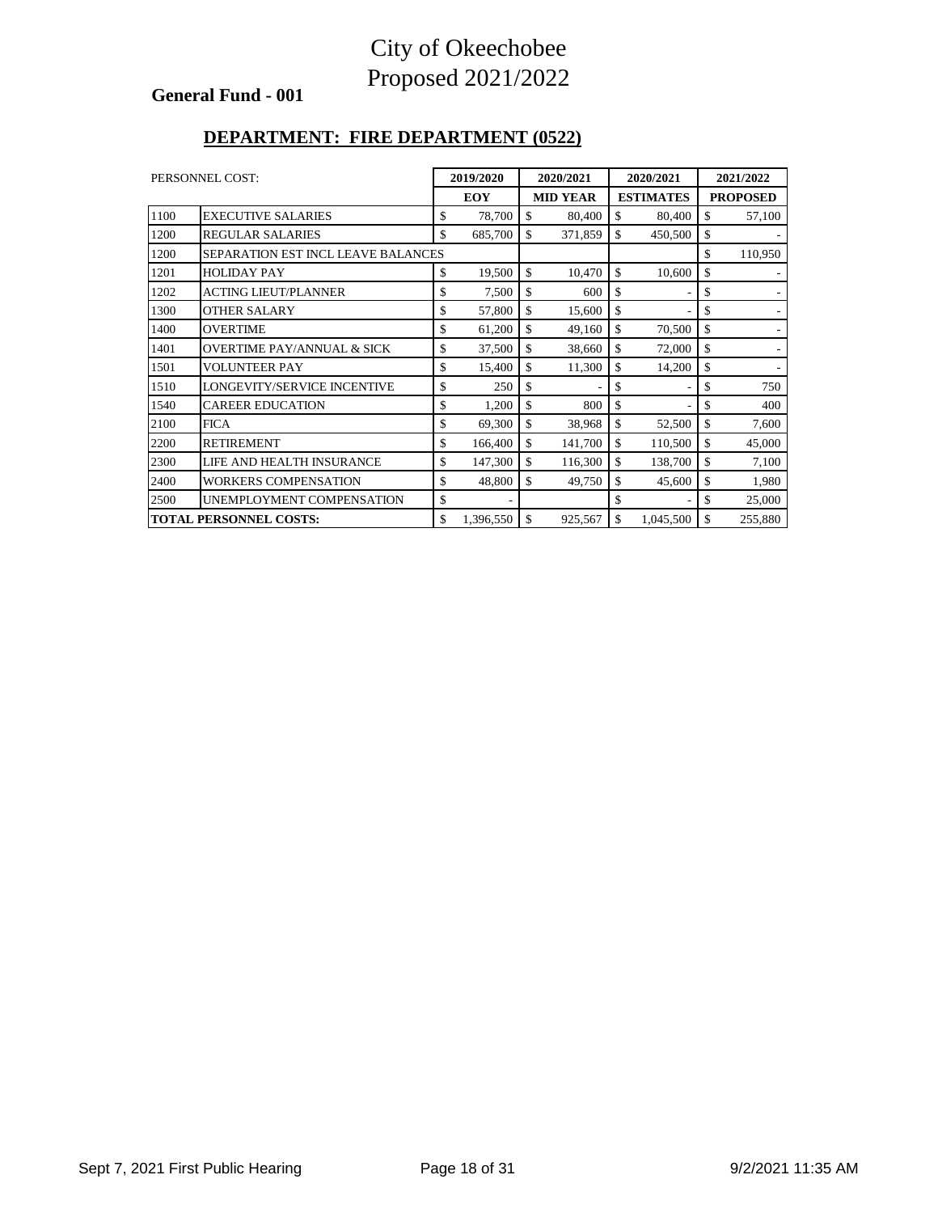# City of Okeechobee
# Proposed 2021/2022

**General Fund - 001**

## DEPARTMENT: FIRE DEPARTMENT (0522)

| PERSONNEL COST: | | 2019/2020 | 2020/2021 | 2020/2021 | 2021/2022 |
|---|---|---|---|---|---|
| | | EOY | MID YEAR | ESTIMATES | PROPOSED |
| 1100 | EXECUTIVE SALARIES | $ 78,700 | $ 80,400 | $ 80,400 | $ 57,100 |
| 1200 | REGULAR SALARIES | $ 685,700 | $ 371,859 | $ 450,500 | $ - |
| 1200 | SEPARATION EST INCL LEAVE BALANCES | | | | $ 110,950 |
| 1201 | HOLIDAY PAY | $ 19,500 | $ 10,470 | $ 10,600 | $ - |
| 1202 | ACTING LIEUT/PLANNER | $ 7,500 | $ 600 | $ - | $ - |
| 1300 | OTHER SALARY | $ 57,800 | $ 15,600 | $ - | $ - |
| 1400 | OVERTIME | $ 61,200 | $ 49,160 | $ 70,500 | $ - |
| 1401 | OVERTIME PAY/ANNUAL & SICK | $ 37,500 | $ 38,660 | $ 72,000 | $ - |
| 1501 | VOLUNTEER PAY | $ 15,400 | $ 11,300 | $ 14,200 | $ - |
| 1510 | LONGEVITY/SERVICE INCENTIVE | $ 250 | $ - | $ - | $ 750 |
| 1540 | CAREER EDUCATION | $ 1,200 | $ 800 | $ - | $ 400 |
| 2100 | FICA | $ 69,300 | $ 38,968 | $ 52,500 | $ 7,600 |
| 2200 | RETIREMENT | $ 166,400 | $ 141,700 | $ 110,500 | $ 45,000 |
| 2300 | LIFE AND HEALTH INSURANCE | $ 147,300 | $ 116,300 | $ 138,700 | $ 7,100 |
| 2400 | WORKERS COMPENSATION | $ 48,800 | $ 49,750 | $ 45,600 | $ 1,980 |
| 2500 | UNEMPLOYMENT COMPENSATION | $ - | | $ - | $ 25,000 |
| **TOTAL PERSONNEL COSTS:** | | $ 1,396,550 | $ 925,567 | $ 1,045,500 | $ 255,880 |

Sept 7, 2021 First Public Hearing 9/2/2021 11:35 AM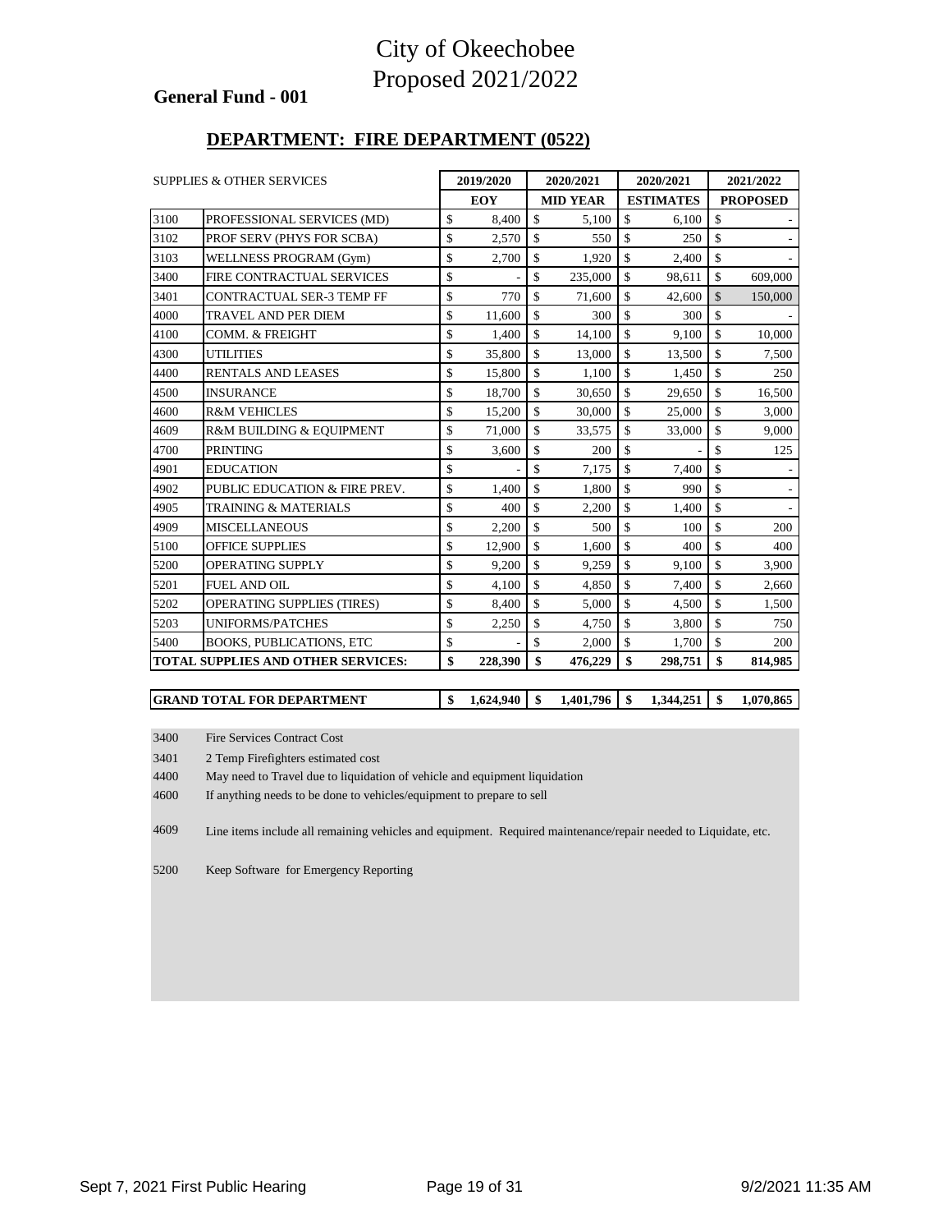# City of Okeechobee
# Proposed 2021/2022

**General Fund - 001**

## DEPARTMENT: FIRE DEPARTMENT (0522)

| SUPPLIES & OTHER SERVICES | | 2019/2020 EOY | 2020/2021 MID YEAR | 2020/2021 ESTIMATES | 2021/2022 PROPOSED |
|---|---|---|---|---|---|
| 3100 | PROFESSIONAL SERVICES (MD) | $ 8,400 | $ 5,100 | $ 6,100 | $ - |
| 3102 | PROF SERV (PHYS FOR SCBA) | $ 2,570 | $ 550 | $ 250 | $ - |
| 3103 | WELLNESS PROGRAM (Gym) | $ 2,700 | $ 1,920 | $ 2,400 | $ - |
| 3400 | FIRE CONTRACTUAL SERVICES | $ - | $ 235,000 | $ 98,611 | $ 609,000 |
| 3401 | CONTRACTUAL SER-3 TEMP FF | $ 770 | $ 71,600 | $ 42,600 | $ 150,000 |
| 4000 | TRAVEL AND PER DIEM | $ 11,600 | $ 300 | $ 300 | $ - |
| 4100 | COMM. & FREIGHT | $ 1,400 | $ 14,100 | $ 9,100 | $ 10,000 |
| 4300 | UTILITIES | $ 35,800 | $ 13,000 | $ 13,500 | $ 7,500 |
| 4400 | RENTALS AND LEASES | $ 15,800 | $ 1,100 | $ 1,450 | $ 250 |
| 4500 | INSURANCE | $ 18,700 | $ 30,650 | $ 29,650 | $ 16,500 |
| 4600 | R&M VEHICLES | $ 15,200 | $ 30,000 | $ 25,000 | $ 3,000 |
| 4609 | R&M BUILDING & EQUIPMENT | $ 71,000 | $ 33,575 | $ 33,000 | $ 9,000 |
| 4700 | PRINTING | $ 3,600 | $ 200 | $ - | $ 125 |
| 4901 | EDUCATION | $ - | $ 7,175 | $ 7,400 | $ - |
| 4902 | PUBLIC EDUCATION & FIRE PREV. | $ 1,400 | $ 1,800 | $ 990 | $ - |
| 4905 | TRAINING & MATERIALS | $ 400 | $ 2,200 | $ 1,400 | $ - |
| 4909 | MISCELLANEOUS | $ 2,200 | $ 500 | $ 100 | $ 200 |
| 5100 | OFFICE SUPPLIES | $ 12,900 | $ 1,600 | $ 400 | $ 400 |
| 5200 | OPERATING SUPPLY | $ 9,200 | $ 9,259 | $ 9,100 | $ 3,900 |
| 5201 | FUEL AND OIL | $ 4,100 | $ 4,850 | $ 7,400 | $ 2,660 |
| 5202 | OPERATING SUPPLIES (TIRES) | $ 8,400 | $ 5,000 | $ 4,500 | $ 1,500 |
| 5203 | UNIFORMS/PATCHES | $ 2,250 | $ 4,750 | $ 3,800 | $ 750 |
| 5400 | BOOKS, PUBLICATIONS, ETC | $ - | $ 2,000 | $ 1,700 | $ 200 |
| **TOTAL SUPPLIES AND OTHER SERVICES:** | | **$ 228,390** | **$ 476,229** | **$ 298,751** | **$ 814,985** |
| | | | | | |
| **GRAND TOTAL FOR DEPARTMENT** | | **$ 1,624,940** | **$ 1,401,796** | **$ 1,344,251** | **$ 1,070,865** |

3400 Fire Services Contract Cost

3401 2 Temp Firefighters estimated cost

4400 May need to Travel due to liquidation of vehicle and equipment liquidation

4600 If anything needs to be done to vehicles/equipment to prepare to sell

4609 Line items include all remaining vehicles and equipment. Required maintenance/repair needed to Liquidate, etc.

5200 Keep Software for Emergency Reporting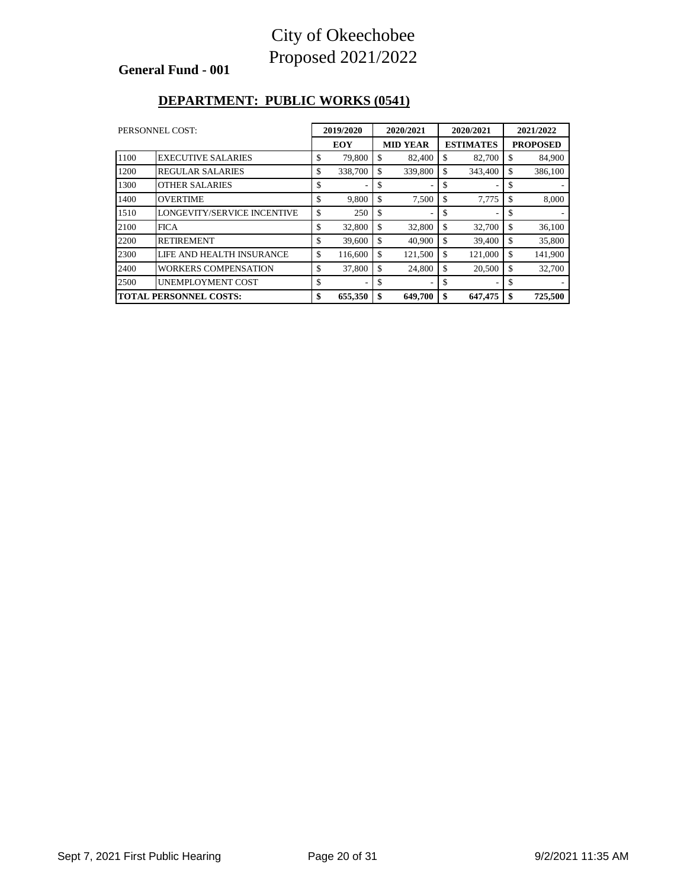# City of Okeechobee
# Proposed 2021/2022

**General Fund - 001**

## DEPARTMENT: PUBLIC WORKS (0541)

| PERSONNEL COST: | | 2019/2020 EOY | 2020/2021 MID YEAR | 2020/2021 ESTIMATES | 2021/2022 PROPOSED |
|---|---|---|---|---|---|
| 1100 | EXECUTIVE SALARIES | $ 79,800 | $ 82,400 | $ 82,700 | $ 84,900 |
| 1200 | REGULAR SALARIES | $ 338,700 | $ 339,800 | $ 343,400 | $ 386,100 |
| 1300 | OTHER SALARIES | $ - | $ - | $ - | $ - |
| 1400 | OVERTIME | $ 9,800 | $ 7,500 | $ 7,775 | $ 8,000 |
| 1510 | LONGEVITY/SERVICE INCENTIVE | $ 250 | $ - | $ - | $ - |
| 2100 | FICA | $ 32,800 | $ 32,800 | $ 32,700 | $ 36,100 |
| 2200 | RETIREMENT | $ 39,600 | $ 40,900 | $ 39,400 | $ 35,800 |
| 2300 | LIFE AND HEALTH INSURANCE | $ 116,600 | $ 121,500 | $ 121,000 | $ 141,900 |
| 2400 | WORKERS COMPENSATION | $ 37,800 | $ 24,800 | $ 20,500 | $ 32,700 |
| 2500 | UNEMPLOYMENT COST | $ - | $ - | $ - | $ - |
| **TOTAL PERSONNEL COSTS:** | | **$ 655,350** | **$ 649,700** | **$ 647,475** | **$ 725,500** |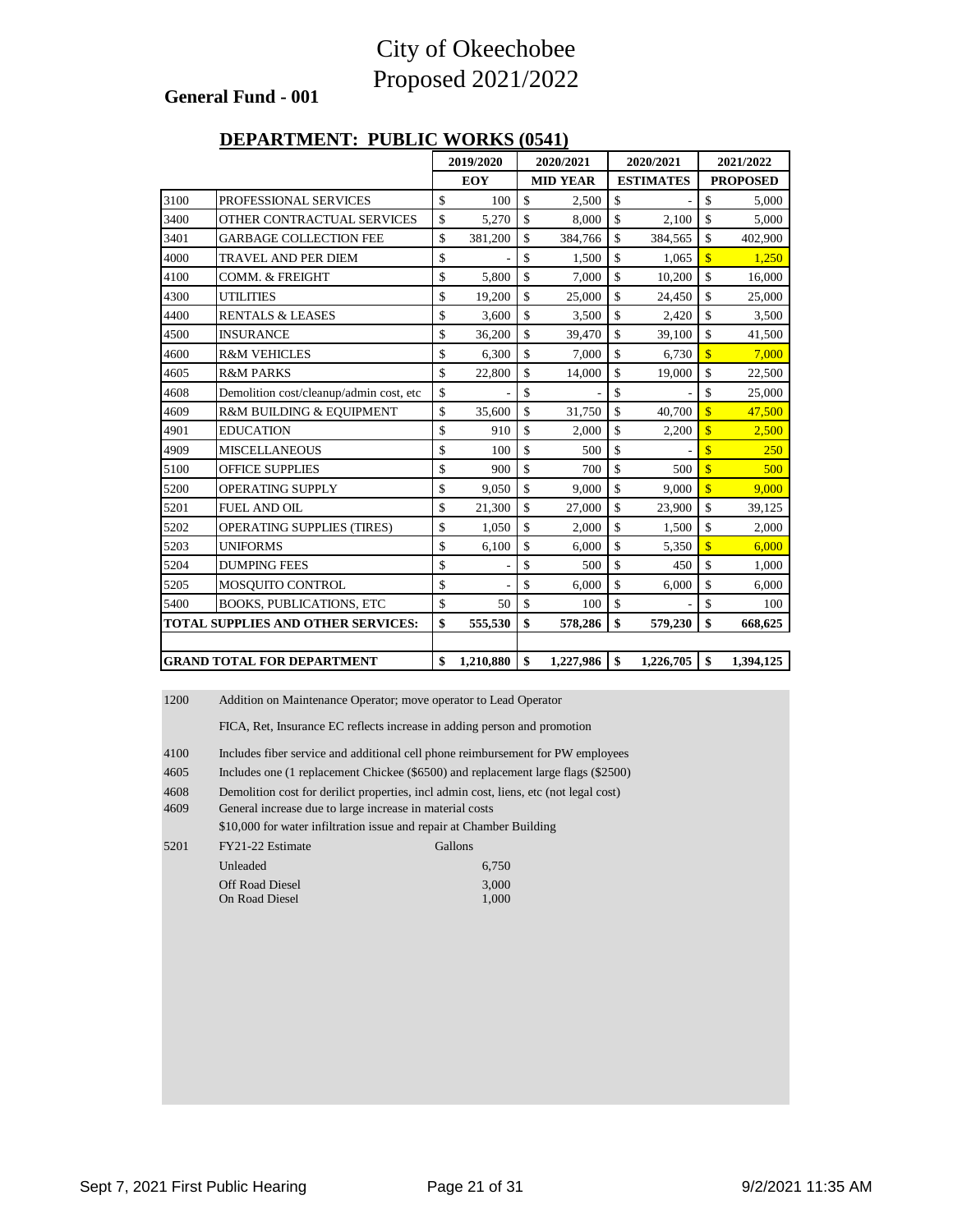# City of Okeechobee
# Proposed 2021/2022

**General Fund - 001**

## DEPARTMENT: PUBLIC WORKS (0541)

| | | 2019/2020 EOY | 2020/2021 MID YEAR | 2020/2021 ESTIMATES | 2021/2022 PROPOSED |
|---|---|---|---|---|---|
| 3100 | PROFESSIONAL SERVICES | $ 100 | $ 2,500 | $ - | $ 5,000 |
| 3400 | OTHER CONTRACTUAL SERVICES | $ 5,270 | $ 8,000 | $ 2,100 | $ 5,000 |
| 3401 | GARBAGE COLLECTION FEE | $ 381,200 | $ 384,766 | $ 384,565 | $ 402,900 |
| 4000 | TRAVEL AND PER DIEM | $ - | $ 1,500 | $ 1,065 | $ 1,250 |
| 4100 | COMM. & FREIGHT | $ 5,800 | $ 7,000 | $ 10,200 | $ 16,000 |
| 4300 | UTILITIES | $ 19,200 | $ 25,000 | $ 24,450 | $ 25,000 |
| 4400 | RENTALS & LEASES | $ 3,600 | $ 3,500 | $ 2,420 | $ 3,500 |
| 4500 | INSURANCE | $ 36,200 | $ 39,470 | $ 39,100 | $ 41,500 |
| 4600 | R&M VEHICLES | $ 6,300 | $ 7,000 | $ 6,730 | $ 7,000 |
| 4605 | R&M PARKS | $ 22,800 | $ 14,000 | $ 19,000 | $ 22,500 |
| 4608 | Demolition cost/cleanup/admin cost, etc | $ - | $ - | $ - | $ 25,000 |
| 4609 | R&M BUILDING & EQUIPMENT | $ 35,600 | $ 31,750 | $ 40,700 | $ 47,500 |
| 4901 | EDUCATION | $ 910 | $ 2,000 | $ 2,200 | $ 2,500 |
| 4909 | MISCELLANEOUS | $ 100 | $ 500 | $ - | $ 250 |
| 5100 | OFFICE SUPPLIES | $ 900 | $ 700 | $ 500 | $ 500 |
| 5200 | OPERATING SUPPLY | $ 9,050 | $ 9,000 | $ 9,000 | $ 9,000 |
| 5201 | FUEL AND OIL | $ 21,300 | $ 27,000 | $ 23,900 | $ 39,125 |
| 5202 | OPERATING SUPPLIES (TIRES) | $ 1,050 | $ 2,000 | $ 1,500 | $ 2,000 |
| 5203 | UNIFORMS | $ 6,100 | $ 6,000 | $ 5,350 | $ 6,000 |
| 5204 | DUMPING FEES | $ - | $ 500 | $ 450 | $ 1,000 |
| 5205 | MOSQUITO CONTROL | $ - | $ 6,000 | $ 6,000 | $ 6,000 |
| 5400 | BOOKS, PUBLICATIONS, ETC | $ 50 | $ 100 | $ - | $ 100 |
| **TOTAL SUPPLIES AND OTHER SERVICES:** | | **$ 555,530** | **$ 578,286** | **$ 579,230** | **$ 668,625** |
| | | | | | |
| **GRAND TOTAL FOR DEPARTMENT** | | **$ 1,210,880** | **$ 1,227,986** | **$ 1,226,705** | **$ 1,394,125** |

1200 Addition on Maintenance Operator; move operator to Lead Operator

FICA, Ret, Insurance EC reflects increase in adding person and promotion

4100 Includes fiber service and additional cell phone reimbursement for PW employees

4605 Includes one (1 replacement Chickee ($6500) and replacement large flags ($2500)

4608 Demolition cost for derilict properties, incl admin cost, liens, etc (not legal cost)

4609 General increase due to large increase in material costs

$10,000 for water infiltration issue and repair at Chamber Building

| 5201 | FY21-22 Estimate | Gallons |
|---|---|---|
| | Unleaded | 6,750 |
| | Off Road Diesel | 3,000 |
| | On Road Diesel | 1,000 |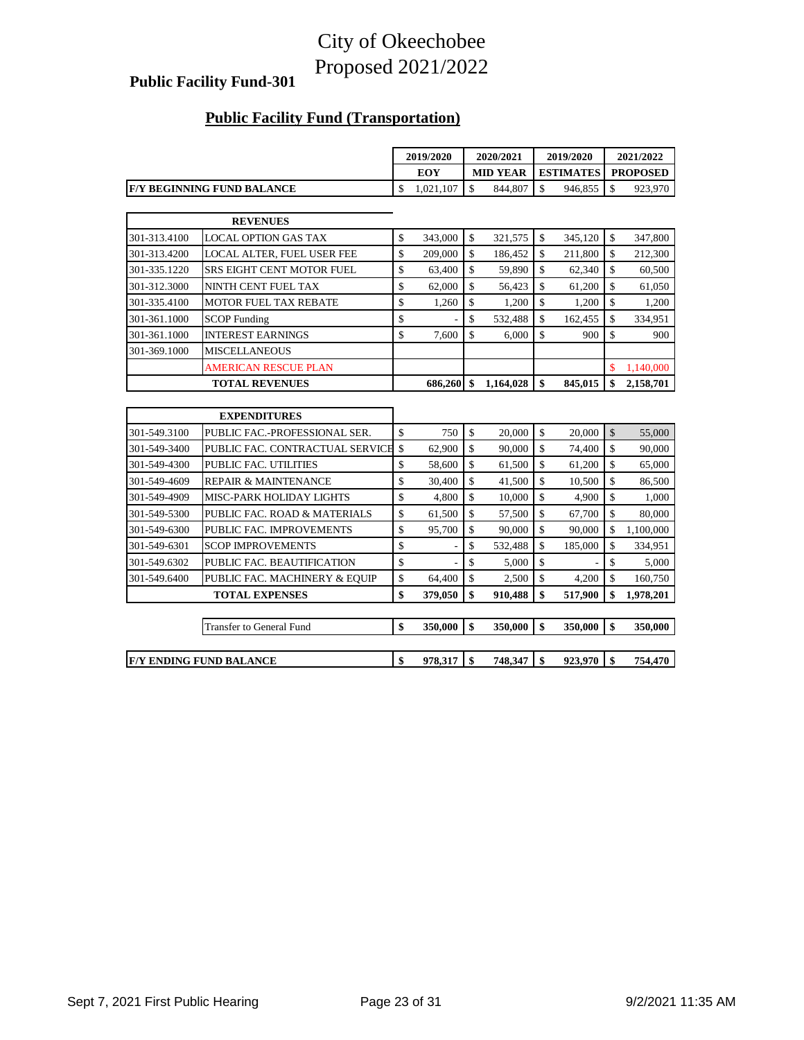# City of Okeechobee
# Proposed 2021/2022

**Public Facility Fund-301**

## Public Facility Fund (Transportation)

| | | 2019/2020 EOY | 2020/2021 MID YEAR | 2019/2020 ESTIMATES | 2021/2022 PROPOSED |
|---|---|---|---|---|---|
| **F/Y BEGINNING FUND BALANCE** | | $ 1,021,107 | $ 844,807 | $ 946,855 | $ 923,970 |
| | **REVENUES** | | | | |
| 301-313.4100 | LOCAL OPTION GAS TAX | $ 343,000 | $ 321,575 | $ 345,120 | $ 347,800 |
| 301-313.4200 | LOCAL ALTER, FUEL USER FEE | $ 209,000 | $ 186,452 | $ 211,800 | $ 212,300 |
| 301-335.1220 | SRS EIGHT CENT MOTOR FUEL | $ 63,400 | $ 59,890 | $ 62,340 | $ 60,500 |
| 301-312.3000 | NINTH CENT FUEL TAX | $ 62,000 | $ 56,423 | $ 61,200 | $ 61,050 |
| 301-335.4100 | MOTOR FUEL TAX REBATE | $ 1,260 | $ 1,200 | $ 1,200 | $ 1,200 |
| 301-361.1000 | SCOP Funding | $ - | $ 532,488 | $ 162,455 | $ 334,951 |
| 301-361.1000 | INTEREST EARNINGS | $ 7,600 | $ 6,000 | $ 900 | $ 900 |
| 301-369.1000 | MISCELLANEOUS | | | | |
| | AMERICAN RESCUE PLAN | | | | $ 1,140,000 |
| | **TOTAL REVENUES** | **686,260** | **$ 1,164,028** | **$ 845,015** | **$ 2,158,701** |
| | **EXPENDITURES** | | | | |
| 301-549.3100 | PUBLIC FAC.-PROFESSIONAL SER. | $ 750 | $ 20,000 | $ 20,000 | $ 55,000 |
| 301-549-3400 | PUBLIC FAC. CONTRACTUAL SERVICE | $ 62,900 | $ 90,000 | $ 74,400 | $ 90,000 |
| 301-549-4300 | PUBLIC FAC. UTILITIES | $ 58,600 | $ 61,500 | $ 61,200 | $ 65,000 |
| 301-549-4609 | REPAIR & MAINTENANCE | $ 30,400 | $ 41,500 | $ 10,500 | $ 86,500 |
| 301-549-4909 | MISC-PARK HOLIDAY LIGHTS | $ 4,800 | $ 10,000 | $ 4,900 | $ 1,000 |
| 301-549-5300 | PUBLIC FAC. ROAD & MATERIALS | $ 61,500 | $ 57,500 | $ 67,700 | $ 80,000 |
| 301-549-6300 | PUBLIC FAC. IMPROVEMENTS | $ 95,700 | $ 90,000 | $ 90,000 | $ 1,100,000 |
| 301-549-6301 | SCOP IMPROVEMENTS | $ - | $ 532,488 | $ 185,000 | $ 334,951 |
| 301.549.6302 | PUBLIC FAC. BEAUTIFICATION | $ - | $ 5,000 | $ - | $ 5,000 |
| 301-549.6400 | PUBLIC FAC. MACHINERY & EQUIP | $ 64,400 | $ 2,500 | $ 4,200 | $ 160,750 |
| | **TOTAL EXPENSES** | **$ 379,050** | **$ 910,488** | **$ 517,900** | **$ 1,978,201** |
| | Transfer to General Fund | **$ 350,000** | **$ 350,000** | **$ 350,000** | **$ 350,000** |
| **F/Y ENDING FUND BALANCE** | | **$ 978,317** | **$ 748,347** | **$ 923,970** | **$ 754,470** |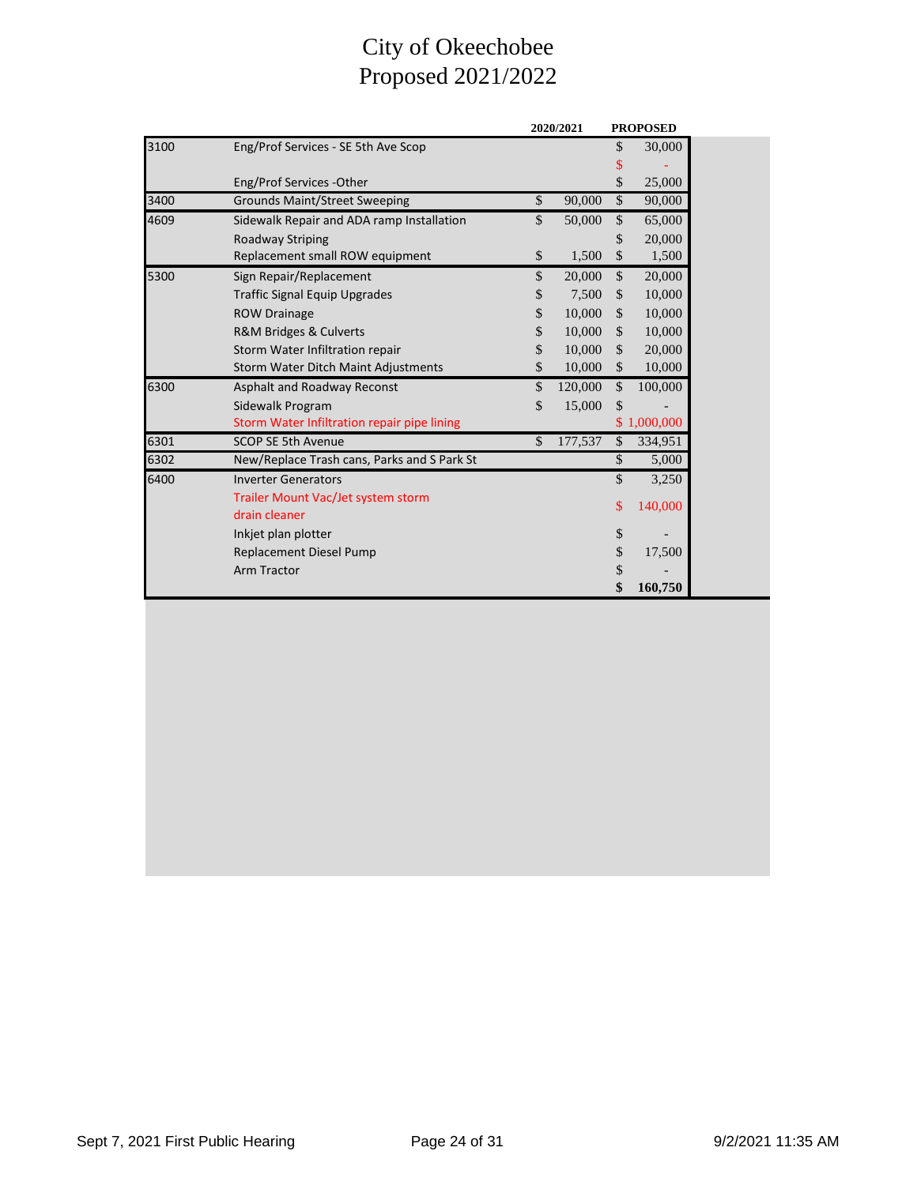# City of Okeechobee
# Proposed 2021/2022

| | | 2020/2021 | PROPOSED |
|---|---|---|---|
| 3100 | Eng/Prof Services - SE 5th Ave Scop | | $ 30,000 |
| | | | $ - |
| | Eng/Prof Services -Other | | $ 25,000 |
| 3400 | Grounds Maint/Street Sweeping | $ 90,000 | $ 90,000 |
| 4609 | Sidewalk Repair and ADA ramp Installation | $ 50,000 | $ 65,000 |
| | Roadway Striping | | $ 20,000 |
| | Replacement small ROW equipment | $ 1,500 | $ 1,500 |
| 5300 | Sign Repair/Replacement | $ 20,000 | $ 20,000 |
| | Traffic Signal Equip Upgrades | $ 7,500 | $ 10,000 |
| | ROW Drainage | $ 10,000 | $ 10,000 |
| | R&M Bridges & Culverts | $ 10,000 | $ 10,000 |
| | Storm Water Infiltration repair | $ 10,000 | $ 20,000 |
| | Storm Water Ditch Maint Adjustments | $ 10,000 | $ 10,000 |
| 6300 | Asphalt and Roadway Reconst | $ 120,000 | $ 100,000 |
| | Sidewalk Program | $ 15,000 | $ - |
| | Storm Water Infiltration repair pipe lining | | $ 1,000,000 |
| 6301 | SCOP SE 5th Avenue | $ 177,537 | $ 334,951 |
| 6302 | New/Replace Trash cans, Parks and S Park St | | $ 5,000 |
| 6400 | Inverter Generators | | $ 3,250 |
| | Trailer Mount Vac/Jet system storm drain cleaner | | $ 140,000 |
| | Inkjet plan plotter | | $ - |
| | Replacement Diesel Pump | | $ 17,500 |
| | Arm Tractor | | $ - |
| | | | **$ 160,750** |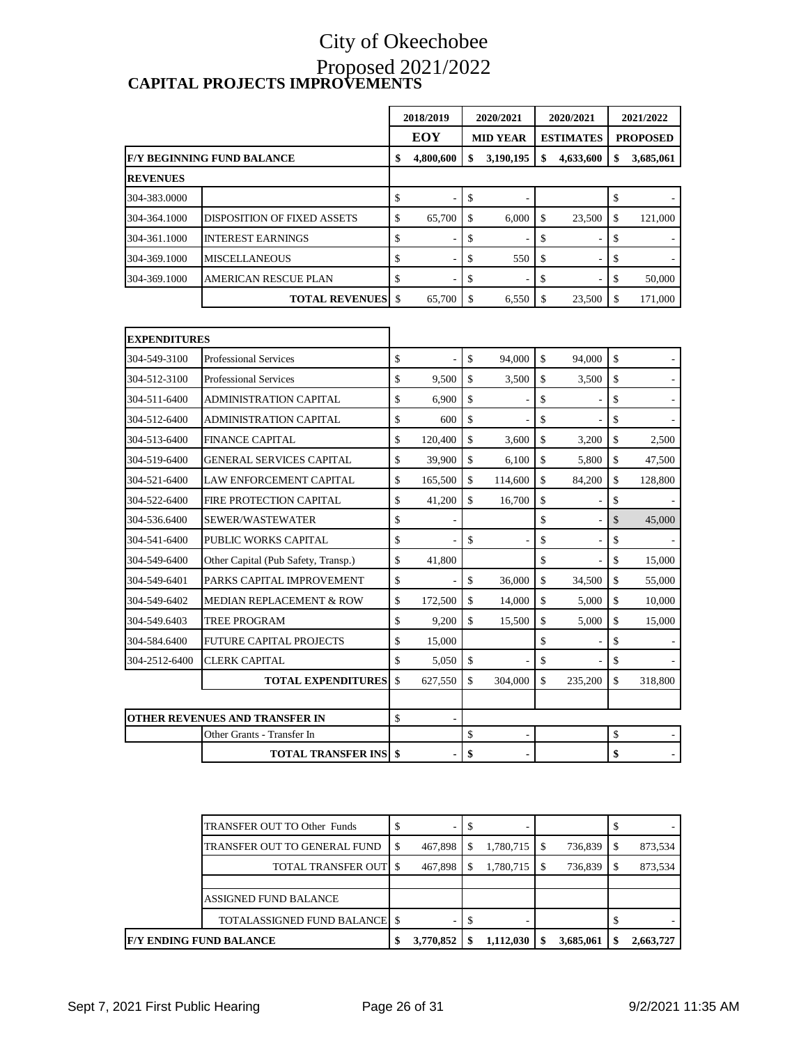# City of Okeechobee

## Proposed 2021/2022

### CAPITAL PROJECTS IMPROVEMENTS

| | | 2018/2019 EOY | 2020/2021 MID YEAR | 2020/2021 ESTIMATES | 2021/2022 PROPOSED |
|---|---|---|---|---|---|
| **F/Y BEGINNING FUND BALANCE** | | **$ 4,800,600** | **$ 3,190,195** | **$ 4,633,600** | **$ 3,685,061** |
| **REVENUES** | | | | | |
| 304-383.0000 | | $ - | $ - | | $ - |
| 304-364.1000 | DISPOSITION OF FIXED ASSETS | $ 65,700 | $ 6,000 | $ 23,500 | $ 121,000 |
| 304-361.1000 | INTEREST EARNINGS | $ - | $ - | $ - | $ - |
| 304-369.1000 | MISCELLANEOUS | $ - | $ 550 | $ - | $ - |
| 304-369.1000 | AMERICAN RESCUE PLAN | $ - | $ - | $ - | $ 50,000 |
| | **TOTAL REVENUES** | $ 65,700 | $ 6,550 | $ 23,500 | $ 171,000 |
| **EXPENDITURES** | | | | | |
| 304-549-3100 | Professional Services | $ - | $ 94,000 | $ 94,000 | $ - |
| 304-512-3100 | Professional Services | $ 9,500 | $ 3,500 | $ 3,500 | $ - |
| 304-511-6400 | ADMINISTRATION CAPITAL | $ 6,900 | $ - | $ - | $ - |
| 304-512-6400 | ADMINISTRATION CAPITAL | $ 600 | $ - | $ - | $ - |
| 304-513-6400 | FINANCE CAPITAL | $ 120,400 | $ 3,600 | $ 3,200 | $ 2,500 |
| 304-519-6400 | GENERAL SERVICES CAPITAL | $ 39,900 | $ 6,100 | $ 5,800 | $ 47,500 |
| 304-521-6400 | LAW ENFORCEMENT CAPITAL | $ 165,500 | $ 114,600 | $ 84,200 | $ 128,800 |
| 304-522-6400 | FIRE PROTECTION CAPITAL | $ 41,200 | $ 16,700 | $ - | $ - |
| 304-536.6400 | SEWER/WASTEWATER | $ - | | $ - | $ 45,000 |
| 304-541-6400 | PUBLIC WORKS CAPITAL | $ - | $ - | $ - | $ - |
| 304-549-6400 | Other Capital (Pub Safety, Transp.) | $ 41,800 | | $ - | $ 15,000 |
| 304-549-6401 | PARKS CAPITAL IMPROVEMENT | $ - | $ 36,000 | $ 34,500 | $ 55,000 |
| 304-549-6402 | MEDIAN REPLACEMENT & ROW | $ 172,500 | $ 14,000 | $ 5,000 | $ 10,000 |
| 304-549.6403 | TREE PROGRAM | $ 9,200 | $ 15,500 | $ 5,000 | $ 15,000 |
| 304-584.6400 | FUTURE CAPITAL PROJECTS | $ 15,000 | | $ - | $ - |
| 304-2512-6400 | CLERK CAPITAL | $ 5,050 | $ - | $ - | $ - |
| | **TOTAL EXPENDITURES** | $ 627,550 | $ 304,000 | $ 235,200 | $ 318,800 |
| **OTHER REVENUES AND TRANSFER IN** | | $ - | | | |
| | Other Grants - Transfer In | | $ - | | $ - |
| | **TOTAL TRANSFER INS** | **$ -** | **$ -** | | **$ -** |
| | TRANSFER OUT TO Other Funds | $ - | $ - | | $ - |
| | TRANSFER OUT TO GENERAL FUND | $ 467,898 | $ 1,780,715 | $ 736,839 | $ 873,534 |
| | TOTAL TRANSFER OUT | $ 467,898 | $ 1,780,715 | $ 736,839 | $ 873,534 |
| | ASSIGNED FUND BALANCE | | | | |
| | TOTALASSIGNED FUND BALANCE | $ - | $ - | | $ - |
| **F/Y ENDING FUND BALANCE** | | **$ 3,770,852** | **$ 1,112,030** | **$ 3,685,061** | **$ 2,663,727** |

Sept 7, 2021 First Public Hearing 9/2/2021 11:35 AM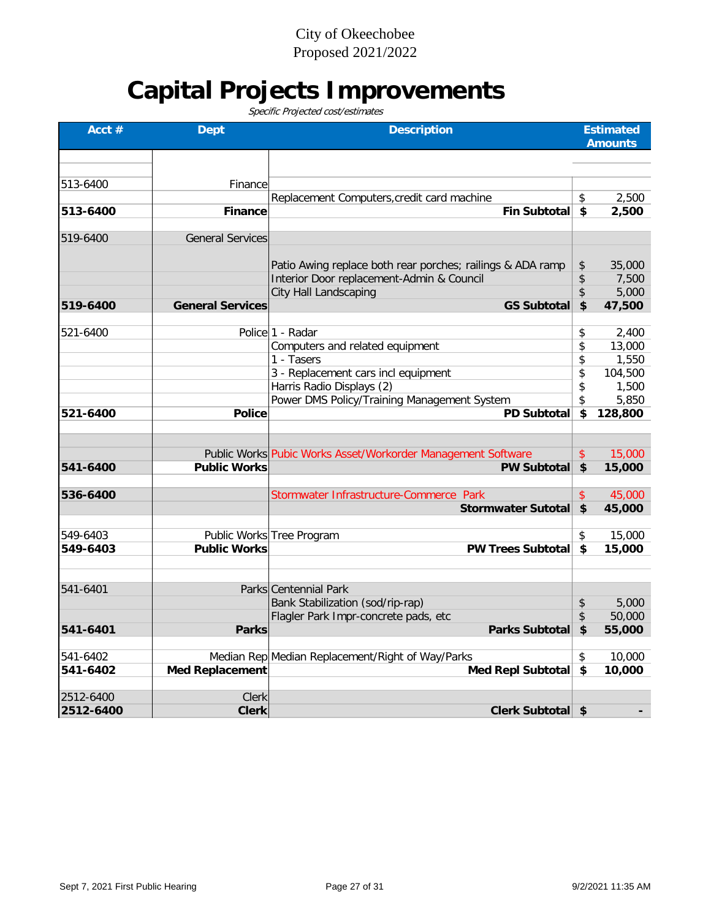City of Okeechobee
Proposed 2021/2022

# Capital Projects Improvements

*Specific Projected cost/estimates*

| Acct # | Dept | Description | Estimated Amounts |
|---|---|---|---|
| 513-6400 | Finance | | |
| | | Replacement Computers,credit card machine | $ 2,500 |
| **513-6400** | **Finance** | **Fin Subtotal** | **$ 2,500** |
| 519-6400 | General Services | | |
| | | Patio Awing replace both rear porches; railings & ADA ramp | $ 35,000 |
| | | Interior Door replacement-Admin & Council | $ 7,500 |
| | | City Hall Landscaping | $ 5,000 |
| **519-6400** | **General Services** | **GS Subtotal** | **$ 47,500** |
| 521-6400 | Police | 1 - Radar | $ 2,400 |
| | | Computers and related equipment | $ 13,000 |
| | | 1 - Tasers | $ 1,550 |
| | | 3 - Replacement cars incl equipment | $ 104,500 |
| | | Harris Radio Displays (2) | $ 1,500 |
| | | Power DMS Policy/Training Management System | $ 5,850 |
| **521-6400** | **Police** | **PD Subtotal** | **$ 128,800** |
| | Public Works | Pubic Works Asset/Workorder Management Software | $ 15,000 |
| **541-6400** | **Public Works** | **PW Subtotal** | **$ 15,000** |
| **536-6400** | | Stormwater Infrastructure-Commerce Park | $ 45,000 |
| | | **Stormwater Sutotal** | **$ 45,000** |
| 549-6403 | Public Works | Tree Program | $ 15,000 |
| **549-6403** | **Public Works** | **PW Trees Subtotal** | **$ 15,000** |
| 541-6401 | Parks | Centennial Park | |
| | | Bank Stabilization (sod/rip-rap) | $ 5,000 |
| | | Flagler Park Impr-concrete pads, etc | $ 50,000 |
| **541-6401** | **Parks** | **Parks Subtotal** | **$ 55,000** |
| 541-6402 | Median Rep | Median Replacement/Right of Way/Parks | $ 10,000 |
| **541-6402** | **Med Replacement** | **Med Repl Subtotal** | **$ 10,000** |
| 2512-6400 | Clerk | | |
| **2512-6400** | **Clerk** | **Clerk Subtotal** | **$ -** |

Sept 7, 2021 First Public Hearing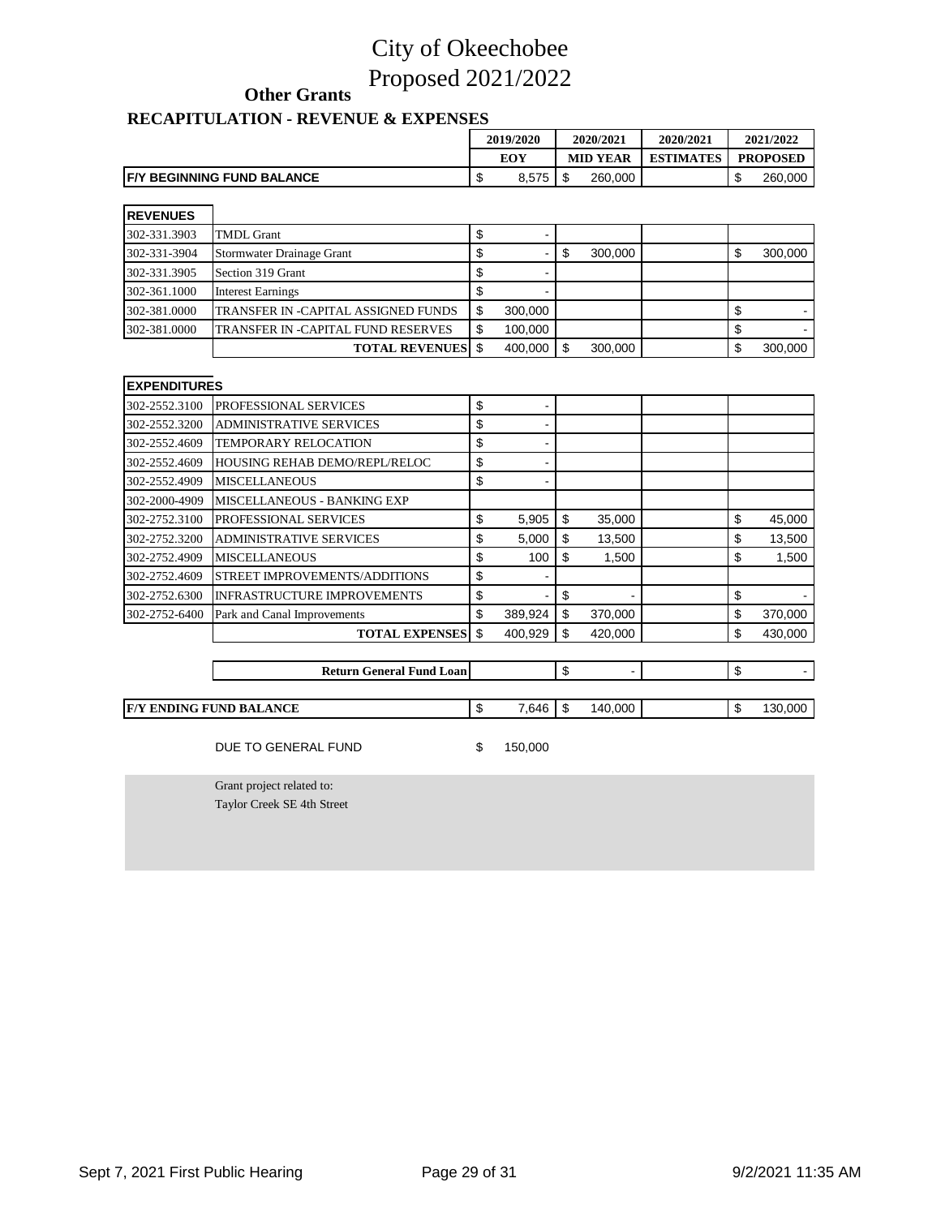# City of Okeechobee
# Proposed 2021/2022

## Other Grants

### RECAPITULATION - REVENUE & EXPENSES

| | | 2019/2020 EOY | 2020/2021 MID YEAR | 2020/2021 ESTIMATES | 2021/2022 PROPOSED |
|---|---|---|---|---|---|
| **F/Y BEGINNING FUND BALANCE** | | $ 8,575 | $ 260,000 | | $ 260,000 |
| **REVENUES** | | | | | |
| 302-331.3903 | TMDL Grant | $ - | | | |
| 302-331-3904 | Stormwater Drainage Grant | $ - | $ 300,000 | | $ 300,000 |
| 302-331.3905 | Section 319 Grant | $ - | | | |
| 302-361.1000 | Interest Earnings | $ - | | | |
| 302-381.0000 | TRANSFER IN -CAPITAL ASSIGNED FUNDS | $ 300,000 | | | $ - |
| 302-381.0000 | TRANSFER IN -CAPITAL FUND RESERVES | $ 100,000 | | | $ - |
| | **TOTAL REVENUES** | $ 400,000 | $ 300,000 | | $ 300,000 |
| **EXPENDITURES** | | | | | |
| 302-2552.3100 | PROFESSIONAL SERVICES | $ - | | | |
| 302-2552.3200 | ADMINISTRATIVE SERVICES | $ - | | | |
| 302-2552.4609 | TEMPORARY RELOCATION | $ - | | | |
| 302-2552.4609 | HOUSING REHAB DEMO/REPL/RELOC | $ - | | | |
| 302-2552.4909 | MISCELLANEOUS | $ - | | | |
| 302-2000-4909 | MISCELLANEOUS - BANKING EXP | | | | |
| 302-2752.3100 | PROFESSIONAL SERVICES | $ 5,905 | $ 35,000 | | $ 45,000 |
| 302-2752.3200 | ADMINISTRATIVE SERVICES | $ 5,000 | $ 13,500 | | $ 13,500 |
| 302-2752.4909 | MISCELLANEOUS | $ 100 | $ 1,500 | | $ 1,500 |
| 302-2752.4609 | STREET IMPROVEMENTS/ADDITIONS | $ - | | | |
| 302-2752.6300 | INFRASTRUCTURE IMPROVEMENTS | $ - | $ - | | $ - |
| 302-2752-6400 | Park and Canal Improvements | $ 389,924 | $ 370,000 | | $ 370,000 |
| | **TOTAL EXPENSES** | $ 400,929 | $ 420,000 | | $ 430,000 |
| | **Return General Fund Loan** | | $ - | | $ - |
| **F/Y ENDING FUND BALANCE** | | $ 7,646 | $ 140,000 | | $ 130,000 |

DUE TO GENERAL FUND $ 150,000

Grant project related to:
Taylor Creek SE 4th Street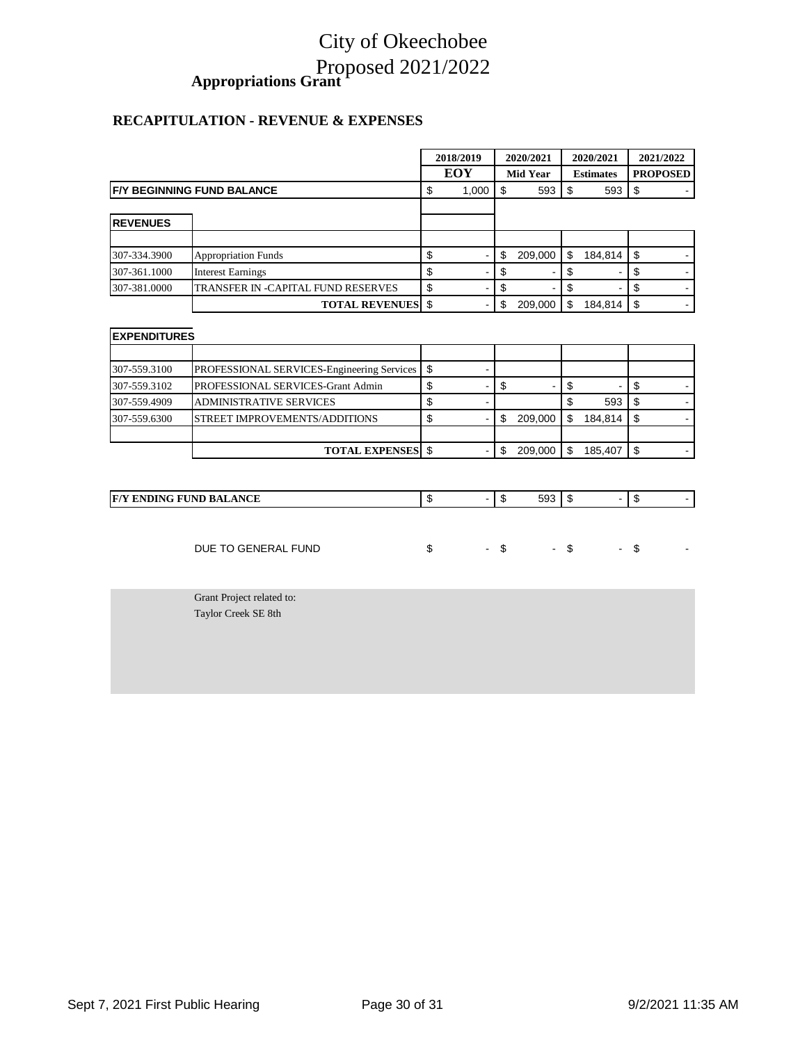# City of Okeechobee

# Proposed 2021/2022

## Appropriations Grant

### RECAPITULATION - REVENUE & EXPENSES

| | | 2018/2019 EOY | 2020/2021 Mid Year | 2020/2021 Estimates | 2021/2022 PROPOSED |
|---|---|---|---|---|---|
| **F/Y BEGINNING FUND BALANCE** | | $ 1,000 | $ 593 | $ 593 | $ - |
| | | | | | |
| **REVENUES** | | | | | |
| | | | | | |
| 307-334.3900 | Appropriation Funds | $ - | $ 209,000 | $ 184,814 | $ - |
| 307-361.1000 | Interest Earnings | $ - | $ - | $ - | $ - |
| 307-381.0000 | TRANSFER IN -CAPITAL FUND RESERVES | $ - | $ - | $ - | $ - |
| | **TOTAL REVENUES** | $ - | $ 209,000 | $ 184,814 | $ - |
| | | | | | |
| **EXPENDITURES** | | | | | |
| | | | | | |
| 307-559.3100 | PROFESSIONAL SERVICES-Engineering Services | $ - | | | |
| 307-559.3102 | PROFESSIONAL SERVICES-Grant Admin | $ - | $ - | $ - | $ - |
| 307-559.4909 | ADMINISTRATIVE SERVICES | $ - | | $ 593 | $ - |
| 307-559.6300 | STREET IMPROVEMENTS/ADDITIONS | $ - | $ 209,000 | $ 184,814 | $ - |
| | | | | | |
| | **TOTAL EXPENSES** | $ - | $ 209,000 | $ 185,407 | $ - |
| | | | | | |
| **F/Y ENDING FUND BALANCE** | | $ - | $ 593 | $ - | $ - |
| | | | | | |
| | DUE TO GENERAL FUND | $ - | $ - | $ - | $ - |

Grant Project related to:
Taylor Creek SE 8th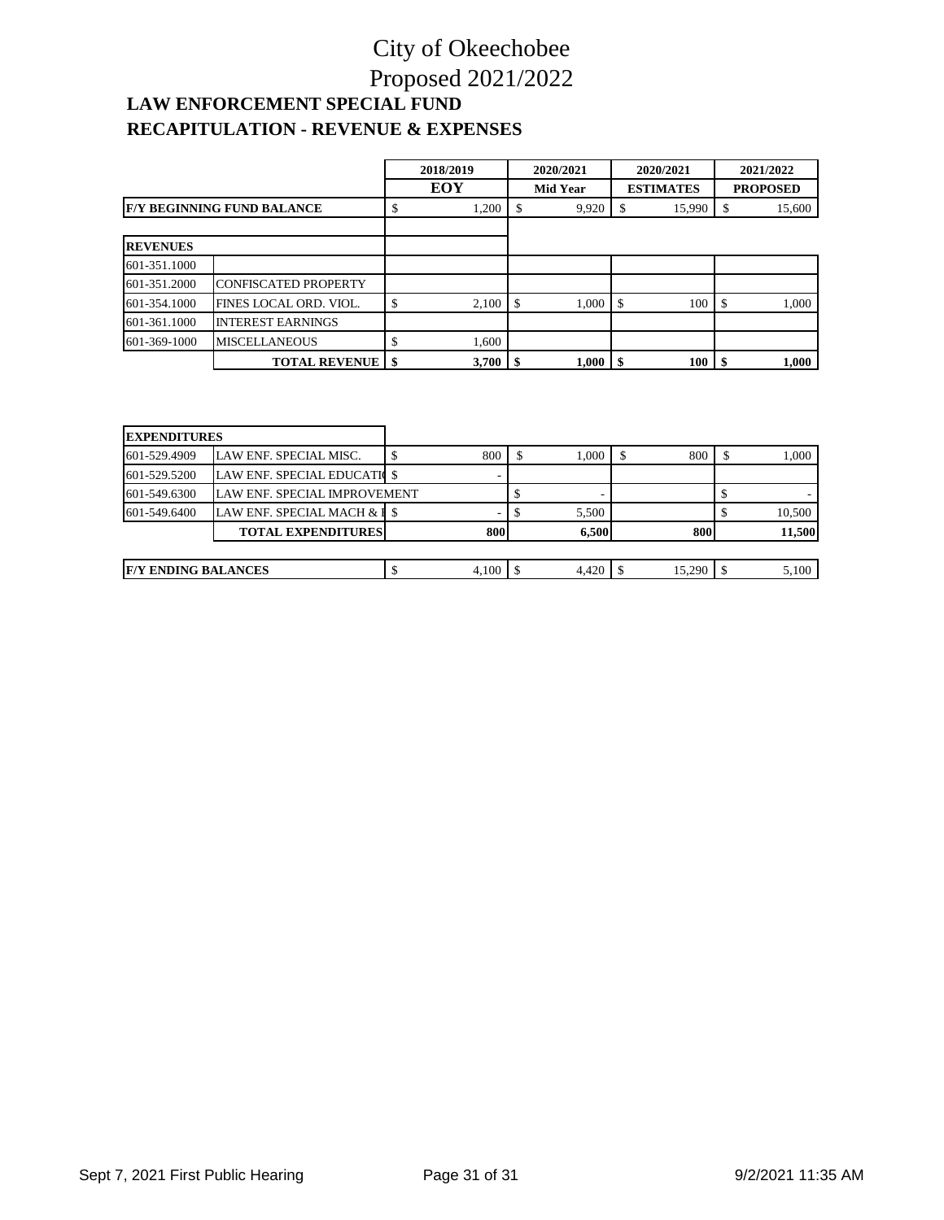# City of Okeechobee
# Proposed 2021/2022

## LAW ENFORCEMENT SPECIAL FUND
## RECAPITULATION - REVENUE & EXPENSES

| | | 2018/2019 EOY | 2020/2021 Mid Year | 2020/2021 ESTIMATES | 2021/2022 PROPOSED |
|---|---|---|---|---|---|
| **F/Y BEGINNING FUND BALANCE** | | $ 1,200 | $ 9,920 | $ 15,990 | $ 15,600 |
| **REVENUES** | | | | | |
| 601-351.1000 | | | | | |
| 601-351.2000 | CONFISCATED PROPERTY | | | | |
| 601-354.1000 | FINES LOCAL ORD. VIOL. | $ 2,100 | $ 1,000 | $ 100 | $ 1,000 |
| 601-361.1000 | INTEREST EARNINGS | | | | |
| 601-369-1000 | MISCELLANEOUS | $ 1,600 | | | |
| | **TOTAL REVENUE** | **$ 3,700** | **$ 1,000** | **$ 100** | **$ 1,000** |
| **EXPENDITURES** | | | | | |
| 601-529.4909 | LAW ENF. SPECIAL MISC. | $ 800 | $ 1,000 | $ 800 | $ 1,000 |
| 601-529.5200 | LAW ENF. SPECIAL EDUCATIO | $ - | | | |
| 601-549.6300 | LAW ENF. SPECIAL IMPROVEMENT | | $ - | | $ - |
| 601-549.6400 | LAW ENF. SPECIAL MACH & E | $ - | $ 5,500 | | $ 10,500 |
| | **TOTAL EXPENDITURES** | **800** | **6,500** | **800** | **11,500** |
| **F/Y ENDING BALANCES** | | $ 4,100 | $ 4,420 | $ 15,290 | $ 5,100 |

Sept 7, 2021 First Public Hearing 9/2/2021 11:35 AM